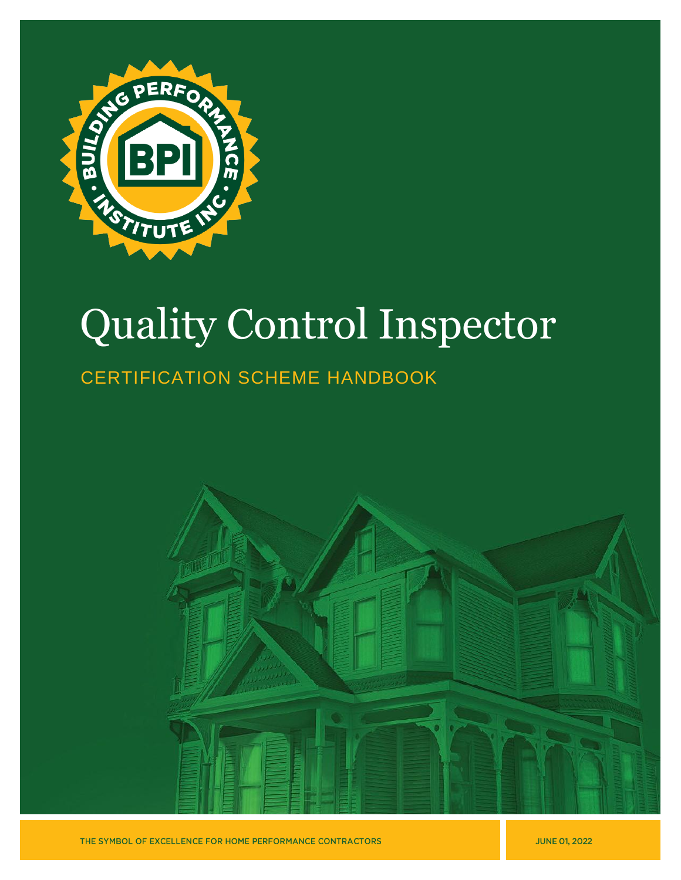# Quality Control Inspector

## CERTIFICATION SCHEME HANDBOOK

THE SYMBOL OF EXCELLENCE FOR HOME PERFORMANCE CONTRACTORS

JUNE 01, 2022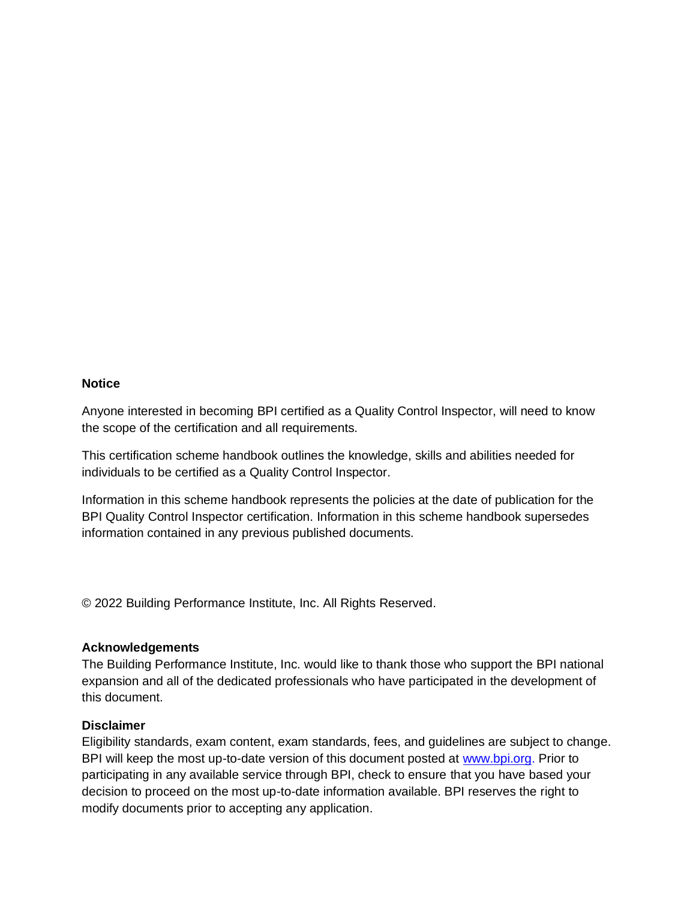**Notice**

Anyone interested in becoming BPI certified as a Quality Control Inspector, will need to know the scope of the certification and all requirements.

This certification scheme handbook outlines the knowledge, skills and abilities needed for individuals to be certified as a Quality Control Inspector.

Information in this scheme handbook represents the policies at the date of publication for the BPI Quality Control Inspector certification. Information in this scheme handbook supersedes information contained in any previous published documents.

© 2022 Building Performance Institute, Inc. All Rights Reserved.

**Acknowledgements**

The Building Performance Institute, Inc. would like to thank those who support the BPI national expansion and all of the dedicated professionals who have participated in the development of this document.

**Disclaimer**

Eligibility standards, exam content, exam standards, fees, and guidelines are subject to change. BPI will keep the most up-to-date version of this document posted at www.bpi.org. Prior to participating in any available service through BPI, check to ensure that you have based your decision to proceed on the most up-to-date information available. BPI reserves the right to modify documents prior to accepting any application.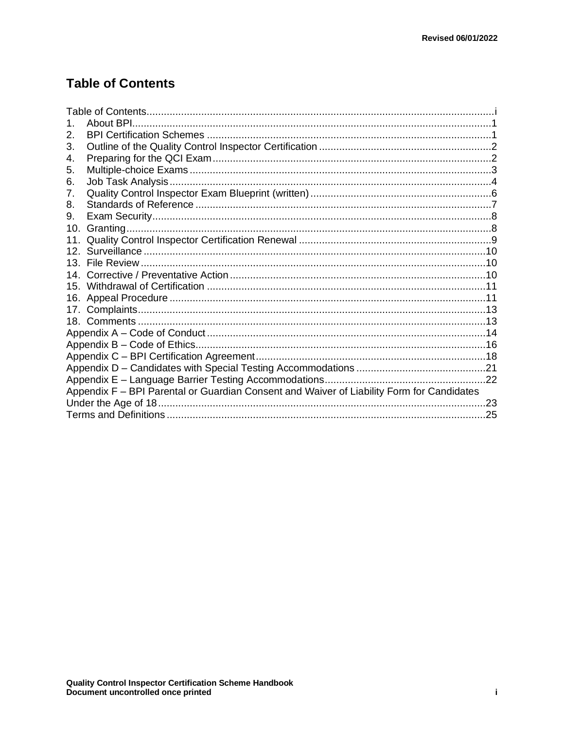# Table of Contents

Table of Contents....................................................................................................................i
1. About BPI..............................................................................................................1
2. BPI Certification Schemes ..................................................................................1
3. Outline of the Quality Control Inspector Certification ...........................................2
4. Preparing for the QCI Exam.................................................................................2
5. Multiple-choice Exams .........................................................................................3
6. Job Task Analysis ................................................................................................4
7. Quality Control Inspector Exam Blueprint (written) ...............................................6
8. Standards of Reference .......................................................................................7
9. Exam Security......................................................................................................8
10. Granting...............................................................................................................8
11. Quality Control Inspector Certification Renewal ..................................................9
12. Surveillance .......................................................................................................10
13. File Review ........................................................................................................10
14. Corrective / Preventative Action .........................................................................10
15. Withdrawal of Certification .................................................................................11
16. Appeal Procedure ..............................................................................................11
17. Complaints.........................................................................................................13
18. Comments .........................................................................................................13
Appendix A – Code of Conduct .................................................................................14
Appendix B – Code of Ethics.....................................................................................16
Appendix C – BPI Certification Agreement................................................................18
Appendix D – Candidates with Special Testing Accommodations .............................21
Appendix E – Language Barrier Testing Accommodations........................................22
Appendix F – BPI Parental or Guardian Consent and Waiver of Liability Form for Candidates Under the Age of 18.................................................................................23
Terms and Definitions ...............................................................................................25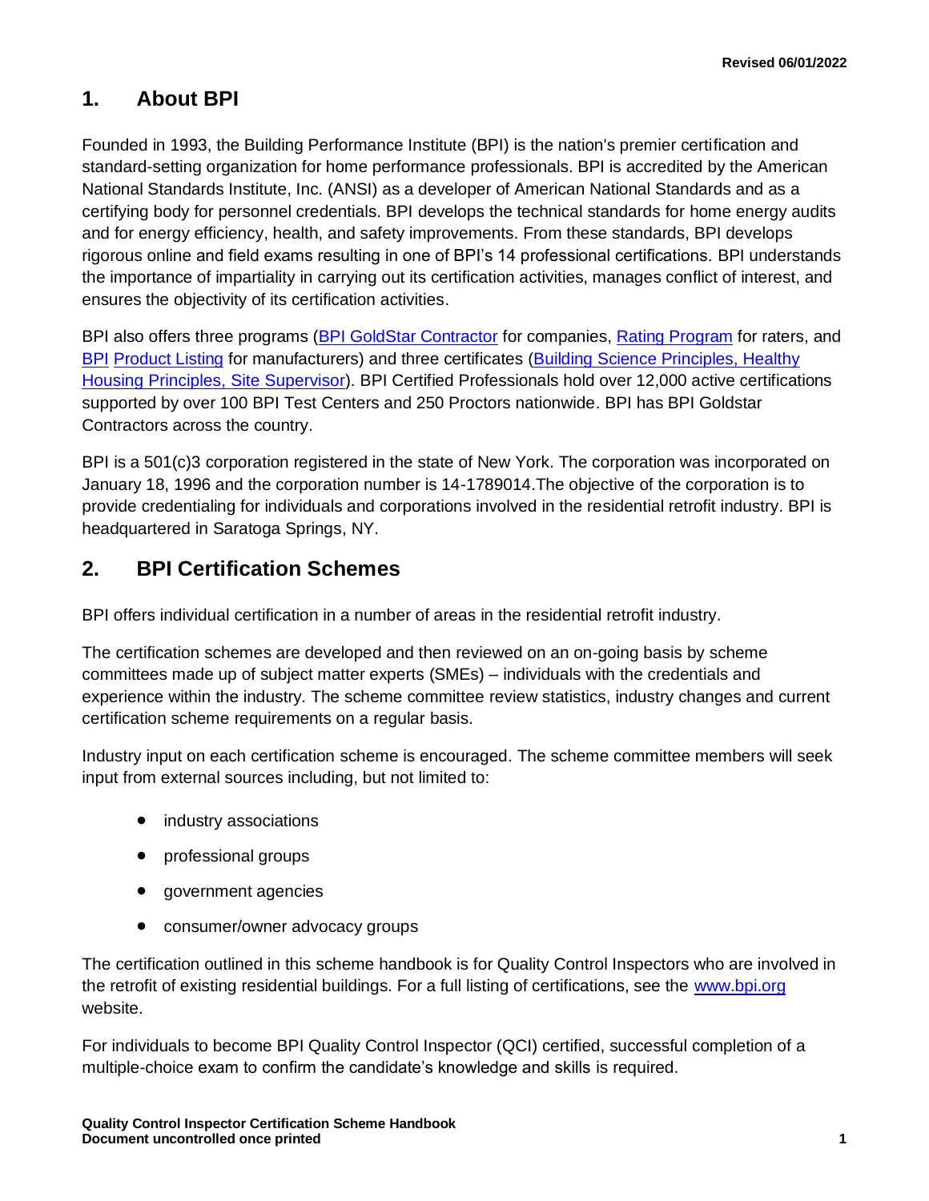## 1. About BPI

Founded in 1993, the Building Performance Institute (BPI) is the nation's premier certification and standard-setting organization for home performance professionals. BPI is accredited by the American National Standards Institute, Inc. (ANSI) as a developer of American National Standards and as a certifying body for personnel credentials. BPI develops the technical standards for home energy audits and for energy efficiency, health, and safety improvements. From these standards, BPI develops rigorous online and field exams resulting in one of BPI's 14 professional certifications. BPI understands the importance of impartiality in carrying out its certification activities, manages conflict of interest, and ensures the objectivity of its certification activities.

BPI also offers three programs (BPI GoldStar Contractor for companies, Rating Program for raters, and BPI Product Listing for manufacturers) and three certificates (Building Science Principles, Healthy Housing Principles, Site Supervisor). BPI Certified Professionals hold over 12,000 active certifications supported by over 100 BPI Test Centers and 250 Proctors nationwide. BPI has BPI Goldstar Contractors across the country.

BPI is a 501(c)3 corporation registered in the state of New York. The corporation was incorporated on January 18, 1996 and the corporation number is 14-1789014.The objective of the corporation is to provide credentialing for individuals and corporations involved in the residential retrofit industry. BPI is headquartered in Saratoga Springs, NY.

## 2. BPI Certification Schemes

BPI offers individual certification in a number of areas in the residential retrofit industry.

The certification schemes are developed and then reviewed on an on-going basis by scheme committees made up of subject matter experts (SMEs) – individuals with the credentials and experience within the industry. The scheme committee review statistics, industry changes and current certification scheme requirements on a regular basis.

Industry input on each certification scheme is encouraged. The scheme committee members will seek input from external sources including, but not limited to:

- industry associations
- professional groups
- government agencies
- consumer/owner advocacy groups

The certification outlined in this scheme handbook is for Quality Control Inspectors who are involved in the retrofit of existing residential buildings. For a full listing of certifications, see the www.bpi.org website.

For individuals to become BPI Quality Control Inspector (QCI) certified, successful completion of a multiple-choice exam to confirm the candidate's knowledge and skills is required.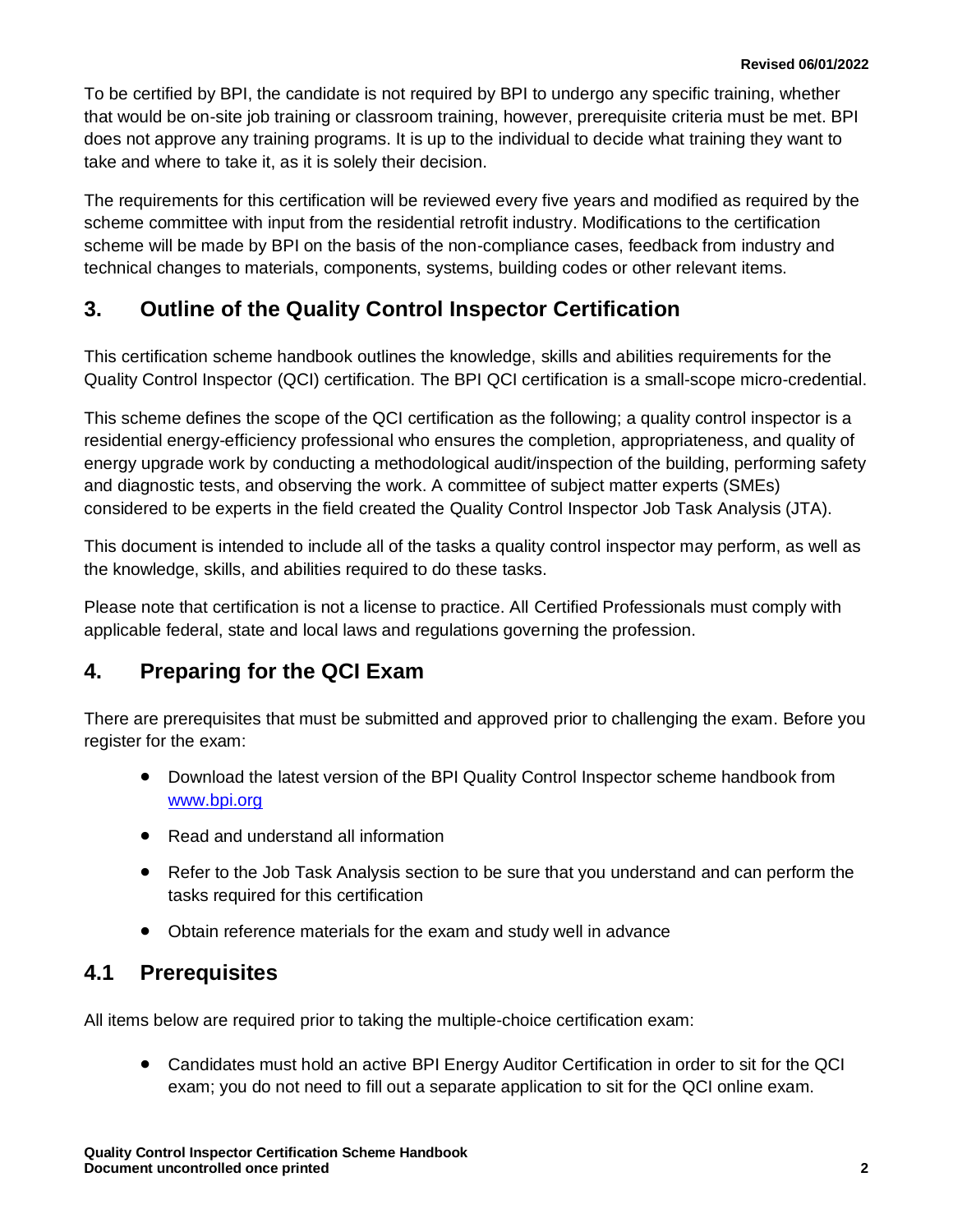To be certified by BPI, the candidate is not required by BPI to undergo any specific training, whether that would be on-site job training or classroom training, however, prerequisite criteria must be met. BPI does not approve any training programs. It is up to the individual to decide what training they want to take and where to take it, as it is solely their decision.

The requirements for this certification will be reviewed every five years and modified as required by the scheme committee with input from the residential retrofit industry. Modifications to the certification scheme will be made by BPI on the basis of the non-compliance cases, feedback from industry and technical changes to materials, components, systems, building codes or other relevant items.

## 3. Outline of the Quality Control Inspector Certification

This certification scheme handbook outlines the knowledge, skills and abilities requirements for the Quality Control Inspector (QCI) certification. The BPI QCI certification is a small-scope micro-credential.

This scheme defines the scope of the QCI certification as the following; a quality control inspector is a residential energy-efficiency professional who ensures the completion, appropriateness, and quality of energy upgrade work by conducting a methodological audit/inspection of the building, performing safety and diagnostic tests, and observing the work. A committee of subject matter experts (SMEs) considered to be experts in the field created the Quality Control Inspector Job Task Analysis (JTA).

This document is intended to include all of the tasks a quality control inspector may perform, as well as the knowledge, skills, and abilities required to do these tasks.

Please note that certification is not a license to practice. All Certified Professionals must comply with applicable federal, state and local laws and regulations governing the profession.

## 4. Preparing for the QCI Exam

There are prerequisites that must be submitted and approved prior to challenging the exam. Before you register for the exam:

- Download the latest version of the BPI Quality Control Inspector scheme handbook from [www.bpi.org](www.bpi.org)
- Read and understand all information
- Refer to the Job Task Analysis section to be sure that you understand and can perform the tasks required for this certification
- Obtain reference materials for the exam and study well in advance

## 4.1 Prerequisites

All items below are required prior to taking the multiple-choice certification exam:

- Candidates must hold an active BPI Energy Auditor Certification in order to sit for the QCI exam; you do not need to fill out a separate application to sit for the QCI online exam.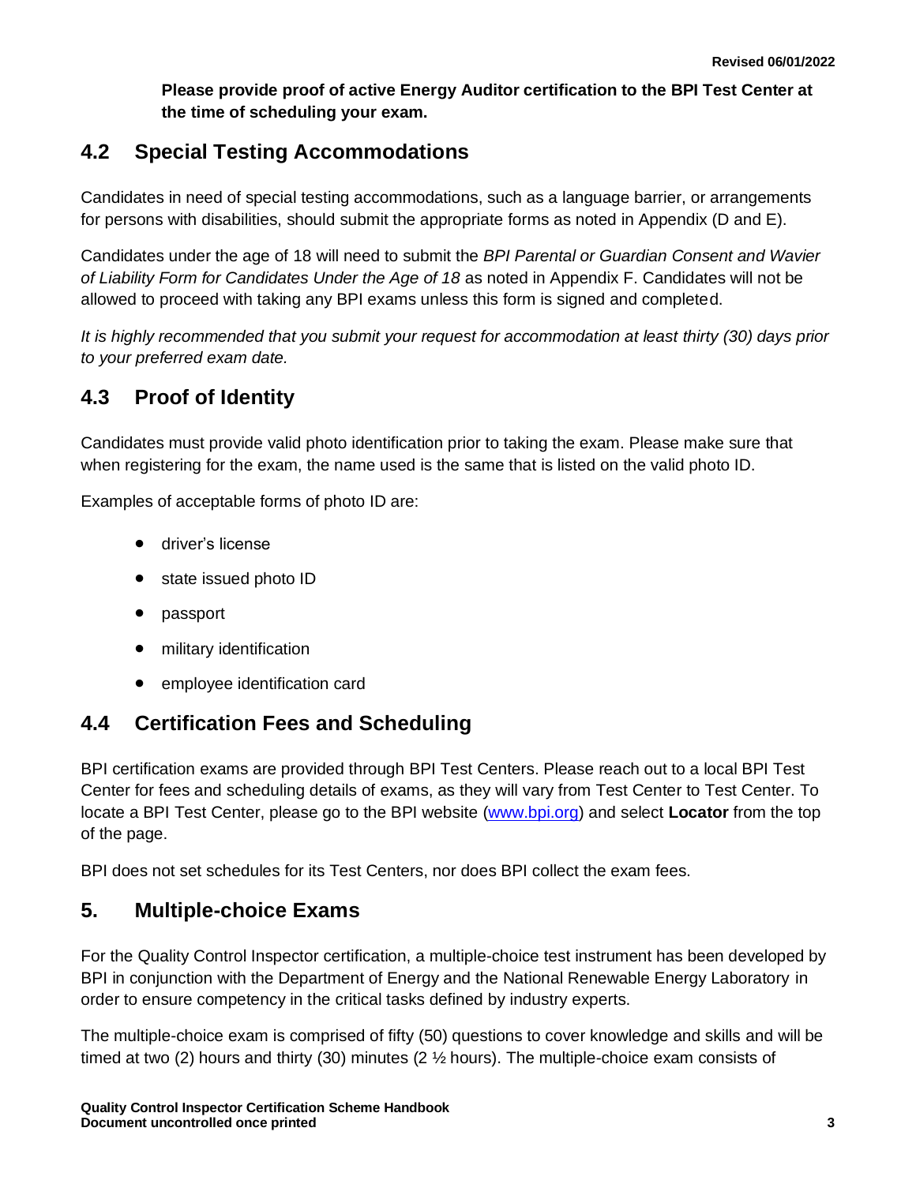**Please provide proof of active Energy Auditor certification to the BPI Test Center at the time of scheduling your exam.**

## 4.2 Special Testing Accommodations

Candidates in need of special testing accommodations, such as a language barrier, or arrangements for persons with disabilities, should submit the appropriate forms as noted in Appendix (D and E).

Candidates under the age of 18 will need to submit the *BPI Parental or Guardian Consent and Wavier of Liability Form for Candidates Under the Age of 18* as noted in Appendix F. Candidates will not be allowed to proceed with taking any BPI exams unless this form is signed and completed.

*It is highly recommended that you submit your request for accommodation at least thirty (30) days prior to your preferred exam date.*

## 4.3 Proof of Identity

Candidates must provide valid photo identification prior to taking the exam. Please make sure that when registering for the exam, the name used is the same that is listed on the valid photo ID.

Examples of acceptable forms of photo ID are:

- driver's license
- state issued photo ID
- passport
- military identification
- employee identification card

## 4.4 Certification Fees and Scheduling

BPI certification exams are provided through BPI Test Centers. Please reach out to a local BPI Test Center for fees and scheduling details of exams, as they will vary from Test Center to Test Center. To locate a BPI Test Center, please go to the BPI website (www.bpi.org) and select **Locator** from the top of the page.

BPI does not set schedules for its Test Centers, nor does BPI collect the exam fees.

## 5. Multiple-choice Exams

For the Quality Control Inspector certification, a multiple-choice test instrument has been developed by BPI in conjunction with the Department of Energy and the National Renewable Energy Laboratory in order to ensure competency in the critical tasks defined by industry experts.

The multiple-choice exam is comprised of fifty (50) questions to cover knowledge and skills and will be timed at two (2) hours and thirty (30) minutes (2 ½ hours). The multiple-choice exam consists of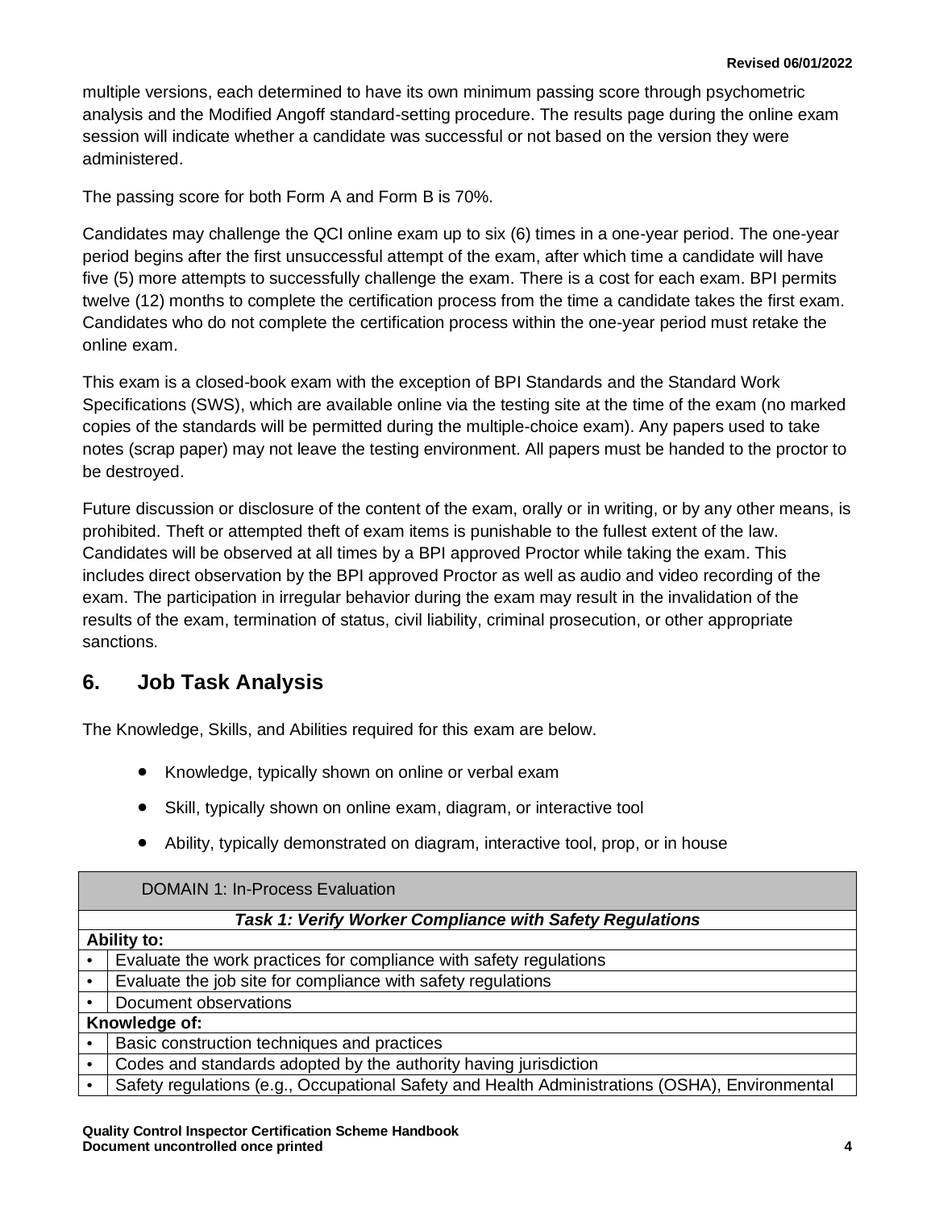multiple versions, each determined to have its own minimum passing score through psychometric analysis and the Modified Angoff standard-setting procedure. The results page during the online exam session will indicate whether a candidate was successful or not based on the version they were administered.

The passing score for both Form A and Form B is 70%.

Candidates may challenge the QCI online exam up to six (6) times in a one-year period. The one-year period begins after the first unsuccessful attempt of the exam, after which time a candidate will have five (5) more attempts to successfully challenge the exam. There is a cost for each exam. BPI permits twelve (12) months to complete the certification process from the time a candidate takes the first exam. Candidates who do not complete the certification process within the one-year period must retake the online exam.

This exam is a closed-book exam with the exception of BPI Standards and the Standard Work Specifications (SWS), which are available online via the testing site at the time of the exam (no marked copies of the standards will be permitted during the multiple-choice exam). Any papers used to take notes (scrap paper) may not leave the testing environment. All papers must be handed to the proctor to be destroyed.

Future discussion or disclosure of the content of the exam, orally or in writing, or by any other means, is prohibited. Theft or attempted theft of exam items is punishable to the fullest extent of the law. Candidates will be observed at all times by a BPI approved Proctor while taking the exam. This includes direct observation by the BPI approved Proctor as well as audio and video recording of the exam. The participation in irregular behavior during the exam may result in the invalidation of the results of the exam, termination of status, civil liability, criminal prosecution, or other appropriate sanctions.

## 6. Job Task Analysis

The Knowledge, Skills, and Abilities required for this exam are below.

- Knowledge, typically shown on online or verbal exam
- Skill, typically shown on online exam, diagram, or interactive tool
- Ability, typically demonstrated on diagram, interactive tool, prop, or in house

| DOMAIN 1: In-Process Evaluation | |
|---|---|
| ***Task 1: Verify Worker Compliance with Safety Regulations*** | |
| **Ability to:** | |
| • | Evaluate the work practices for compliance with safety regulations |
| • | Evaluate the job site for compliance with safety regulations |
| • | Document observations |
| **Knowledge of:** | |
| • | Basic construction techniques and practices |
| • | Codes and standards adopted by the authority having jurisdiction |
| • | Safety regulations (e.g., Occupational Safety and Health Administrations (OSHA), Environmental |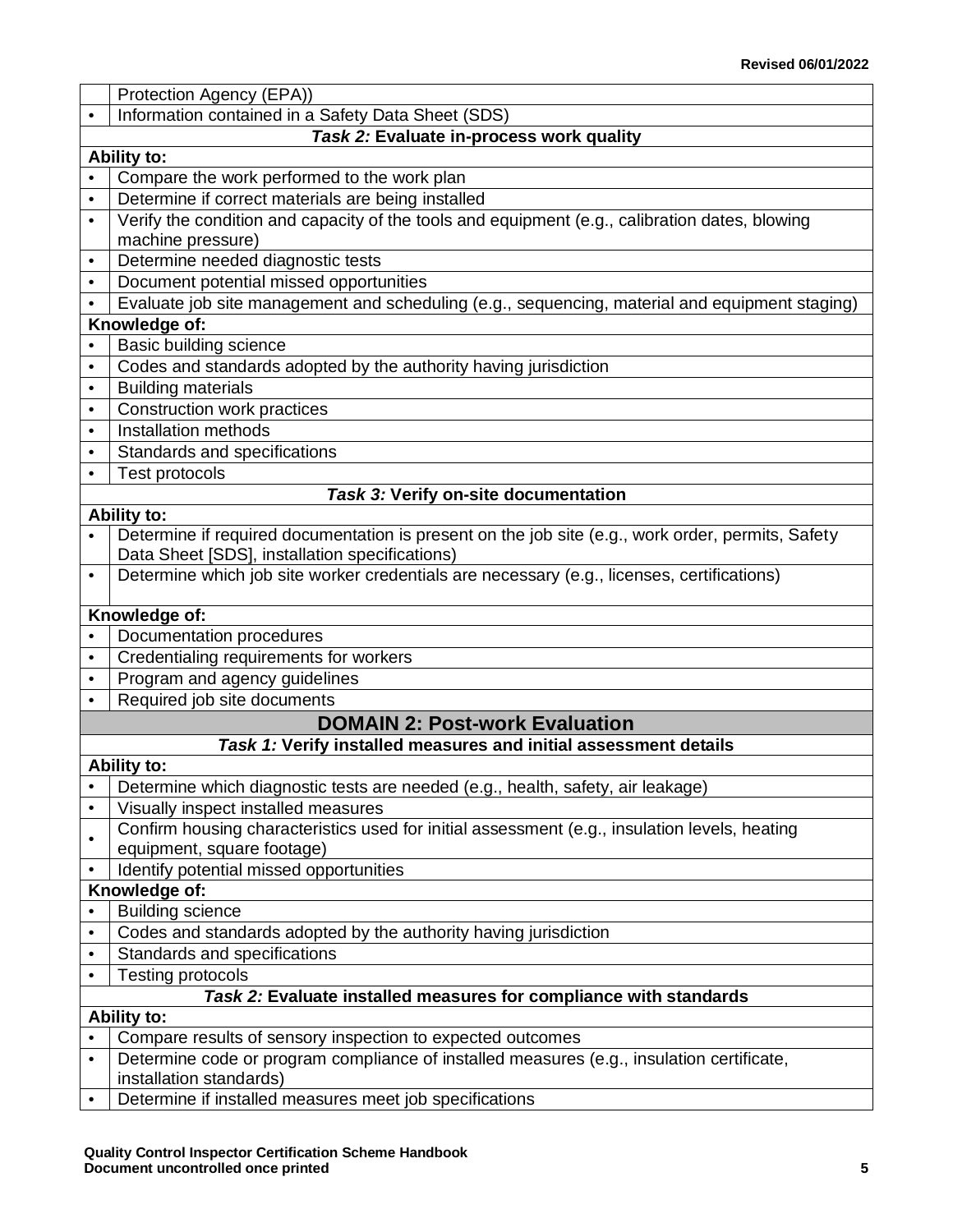| | Protection Agency (EPA)) |
|---|---|
| • | Information contained in a Safety Data Sheet (SDS) |
| ***Task 2:* Evaluate in-process work quality** | |
| **Ability to:** | |
| • | Compare the work performed to the work plan |
| • | Determine if correct materials are being installed |
| • | Verify the condition and capacity of the tools and equipment (e.g., calibration dates, blowing machine pressure) |
| • | Determine needed diagnostic tests |
| • | Document potential missed opportunities |
| • | Evaluate job site management and scheduling (e.g., sequencing, material and equipment staging) |
| **Knowledge of:** | |
| • | Basic building science |
| • | Codes and standards adopted by the authority having jurisdiction |
| • | Building materials |
| • | Construction work practices |
| • | Installation methods |
| • | Standards and specifications |
| • | Test protocols |
| ***Task 3:* Verify on-site documentation** | |
| **Ability to:** | |
| • | Determine if required documentation is present on the job site (e.g., work order, permits, Safety Data Sheet [SDS], installation specifications) |
| • | Determine which job site worker credentials are necessary (e.g., licenses, certifications) |
| **Knowledge of:** | |
| • | Documentation procedures |
| • | Credentialing requirements for workers |
| • | Program and agency guidelines |
| • | Required job site documents |
| **DOMAIN 2: Post-work Evaluation** | |
| ***Task 1:* Verify installed measures and initial assessment details** | |
| **Ability to:** | |
| • | Determine which diagnostic tests are needed (e.g., health, safety, air leakage) |
| • | Visually inspect installed measures |
| • | Confirm housing characteristics used for initial assessment (e.g., insulation levels, heating equipment, square footage) |
| • | Identify potential missed opportunities |
| **Knowledge of:** | |
| • | Building science |
| • | Codes and standards adopted by the authority having jurisdiction |
| • | Standards and specifications |
| • | Testing protocols |
| ***Task 2:* Evaluate installed measures for compliance with standards** | |
| **Ability to:** | |
| • | Compare results of sensory inspection to expected outcomes |
| • | Determine code or program compliance of installed measures (e.g., insulation certificate, installation standards) |
| • | Determine if installed measures meet job specifications |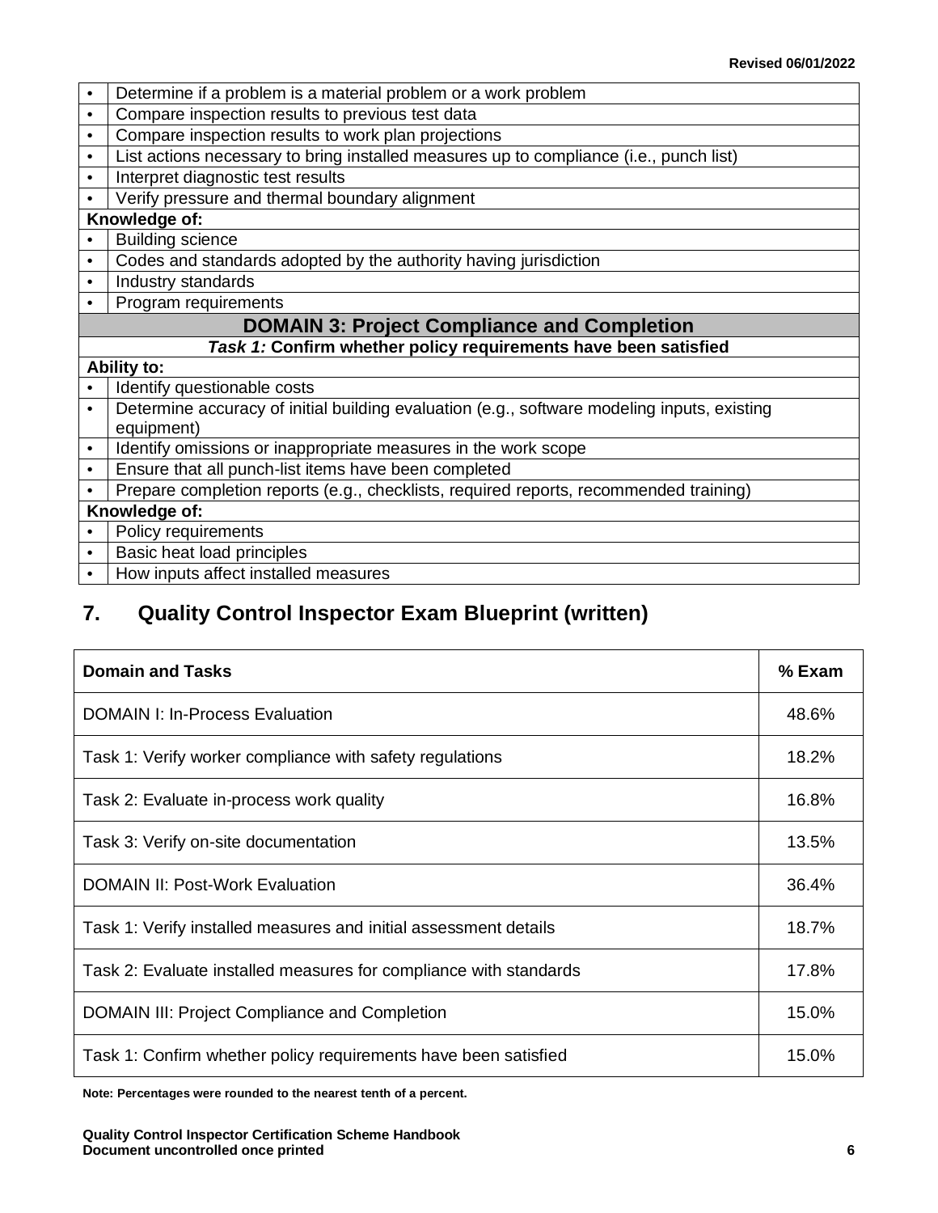| | |
|---|---|
| • | Determine if a problem is a material problem or a work problem |
| • | Compare inspection results to previous test data |
| • | Compare inspection results to work plan projections |
| • | List actions necessary to bring installed measures up to compliance (i.e., punch list) |
| • | Interpret diagnostic test results |
| • | Verify pressure and thermal boundary alignment |
| **Knowledge of:** | |
| • | Building science |
| • | Codes and standards adopted by the authority having jurisdiction |
| • | Industry standards |
| • | Program requirements |
| **DOMAIN 3: Project Compliance and Completion** | |
| ***Task 1:* Confirm whether policy requirements have been satisfied** | |
| **Ability to:** | |
| • | Identify questionable costs |
| • | Determine accuracy of initial building evaluation (e.g., software modeling inputs, existing equipment) |
| • | Identify omissions or inappropriate measures in the work scope |
| • | Ensure that all punch-list items have been completed |
| • | Prepare completion reports (e.g., checklists, required reports, recommended training) |
| **Knowledge of:** | |
| • | Policy requirements |
| • | Basic heat load principles |
| • | How inputs affect installed measures |

## 7. Quality Control Inspector Exam Blueprint (written)

| Domain and Tasks | % Exam |
|---|---|
| DOMAIN I: In-Process Evaluation | 48.6% |
| Task 1: Verify worker compliance with safety regulations | 18.2% |
| Task 2: Evaluate in-process work quality | 16.8% |
| Task 3: Verify on-site documentation | 13.5% |
| DOMAIN II: Post-Work Evaluation | 36.4% |
| Task 1: Verify installed measures and initial assessment details | 18.7% |
| Task 2: Evaluate installed measures for compliance with standards | 17.8% |
| DOMAIN III: Project Compliance and Completion | 15.0% |
| Task 1: Confirm whether policy requirements have been satisfied | 15.0% |

**Note: Percentages were rounded to the nearest tenth of a percent.**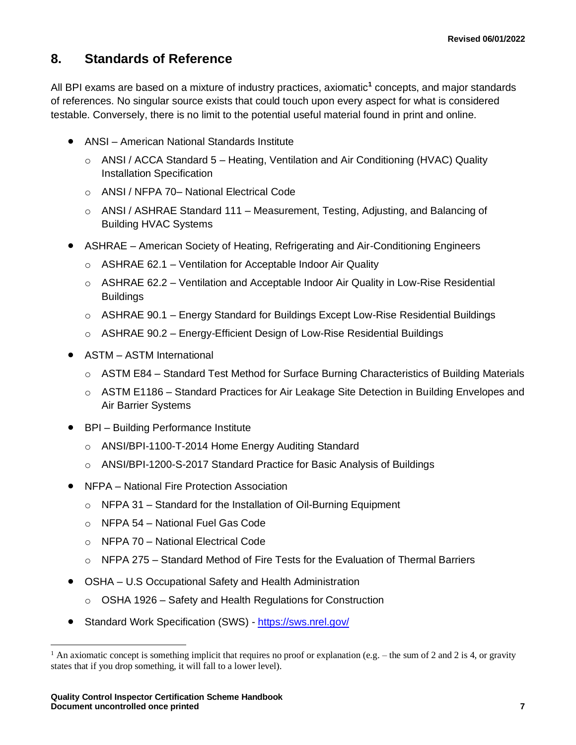## 8. Standards of Reference

All BPI exams are based on a mixture of industry practices, axiomatic[1] concepts, and major standards of references. No singular source exists that could touch upon every aspect for what is considered testable. Conversely, there is no limit to the potential useful material found in print and online.

- ANSI – American National Standards Institute
  - ANSI / ACCA Standard 5 – Heating, Ventilation and Air Conditioning (HVAC) Quality Installation Specification
  - ANSI / NFPA 70– National Electrical Code
  - ANSI / ASHRAE Standard 111 – Measurement, Testing, Adjusting, and Balancing of Building HVAC Systems
- ASHRAE – American Society of Heating, Refrigerating and Air-Conditioning Engineers
  - ASHRAE 62.1 – Ventilation for Acceptable Indoor Air Quality
  - ASHRAE 62.2 – Ventilation and Acceptable Indoor Air Quality in Low-Rise Residential Buildings
  - ASHRAE 90.1 – Energy Standard for Buildings Except Low-Rise Residential Buildings
  - ASHRAE 90.2 – Energy-Efficient Design of Low-Rise Residential Buildings
- ASTM – ASTM International
  - ASTM E84 – Standard Test Method for Surface Burning Characteristics of Building Materials
  - ASTM E1186 – Standard Practices for Air Leakage Site Detection in Building Envelopes and Air Barrier Systems
- BPI – Building Performance Institute
  - ANSI/BPI-1100-T-2014 Home Energy Auditing Standard
  - ANSI/BPI-1200-S-2017 Standard Practice for Basic Analysis of Buildings
- NFPA – National Fire Protection Association
  - NFPA 31 – Standard for the Installation of Oil-Burning Equipment
  - NFPA 54 – National Fuel Gas Code
  - NFPA 70 – National Electrical Code
  - NFPA 275 – Standard Method of Fire Tests for the Evaluation of Thermal Barriers
- OSHA – U.S Occupational Safety and Health Administration
  - OSHA 1926 – Safety and Health Regulations for Construction
- Standard Work Specification (SWS) - https://sws.nrel.gov/

[1] An axiomatic concept is something implicit that requires no proof or explanation (e.g. – the sum of 2 and 2 is 4, or gravity states that if you drop something, it will fall to a lower level).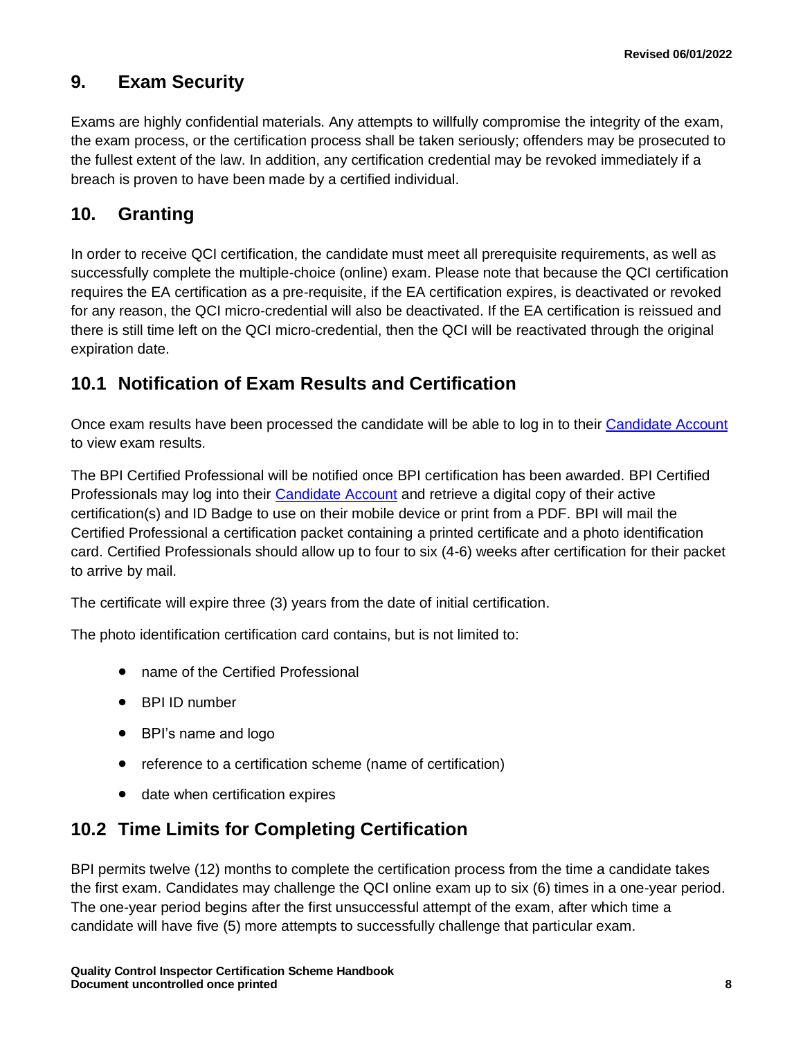## 9. Exam Security

Exams are highly confidential materials. Any attempts to willfully compromise the integrity of the exam, the exam process, or the certification process shall be taken seriously; offenders may be prosecuted to the fullest extent of the law. In addition, any certification credential may be revoked immediately if a breach is proven to have been made by a certified individual.

## 10. Granting

In order to receive QCI certification, the candidate must meet all prerequisite requirements, as well as successfully complete the multiple-choice (online) exam. Please note that because the QCI certification requires the EA certification as a pre-requisite, if the EA certification expires, is deactivated or revoked for any reason, the QCI micro-credential will also be deactivated. If the EA certification is reissued and there is still time left on the QCI micro-credential, then the QCI will be reactivated through the original expiration date.

### 10.1 Notification of Exam Results and Certification

Once exam results have been processed the candidate will be able to log in to their Candidate Account to view exam results.

The BPI Certified Professional will be notified once BPI certification has been awarded. BPI Certified Professionals may log into their Candidate Account and retrieve a digital copy of their active certification(s) and ID Badge to use on their mobile device or print from a PDF. BPI will mail the Certified Professional a certification packet containing a printed certificate and a photo identification card. Certified Professionals should allow up to four to six (4-6) weeks after certification for their packet to arrive by mail.

The certificate will expire three (3) years from the date of initial certification.

The photo identification certification card contains, but is not limited to:

- name of the Certified Professional
- BPI ID number
- BPI's name and logo
- reference to a certification scheme (name of certification)
- date when certification expires

### 10.2 Time Limits for Completing Certification

BPI permits twelve (12) months to complete the certification process from the time a candidate takes the first exam. Candidates may challenge the QCI online exam up to six (6) times in a one-year period. The one-year period begins after the first unsuccessful attempt of the exam, after which time a candidate will have five (5) more attempts to successfully challenge that particular exam.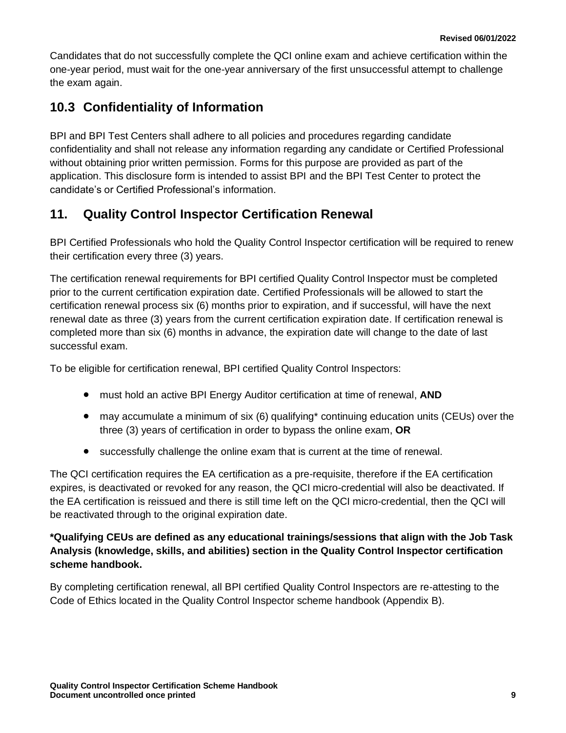Candidates that do not successfully complete the QCI online exam and achieve certification within the one-year period, must wait for the one-year anniversary of the first unsuccessful attempt to challenge the exam again.

## 10.3 Confidentiality of Information

BPI and BPI Test Centers shall adhere to all policies and procedures regarding candidate confidentiality and shall not release any information regarding any candidate or Certified Professional without obtaining prior written permission. Forms for this purpose are provided as part of the application. This disclosure form is intended to assist BPI and the BPI Test Center to protect the candidate's or Certified Professional's information.

# 11. Quality Control Inspector Certification Renewal

BPI Certified Professionals who hold the Quality Control Inspector certification will be required to renew their certification every three (3) years.

The certification renewal requirements for BPI certified Quality Control Inspector must be completed prior to the current certification expiration date. Certified Professionals will be allowed to start the certification renewal process six (6) months prior to expiration, and if successful, will have the next renewal date as three (3) years from the current certification expiration date. If certification renewal is completed more than six (6) months in advance, the expiration date will change to the date of last successful exam.

To be eligible for certification renewal, BPI certified Quality Control Inspectors:

- must hold an active BPI Energy Auditor certification at time of renewal, **AND**
- may accumulate a minimum of six (6) qualifying* continuing education units (CEUs) over the three (3) years of certification in order to bypass the online exam, **OR**
- successfully challenge the online exam that is current at the time of renewal.

The QCI certification requires the EA certification as a pre-requisite, therefore if the EA certification expires, is deactivated or revoked for any reason, the QCI micro-credential will also be deactivated. If the EA certification is reissued and there is still time left on the QCI micro-credential, then the QCI will be reactivated through to the original expiration date.

**\*Qualifying CEUs are defined as any educational trainings/sessions that align with the Job Task Analysis (knowledge, skills, and abilities) section in the Quality Control Inspector certification scheme handbook.**

By completing certification renewal, all BPI certified Quality Control Inspectors are re-attesting to the Code of Ethics located in the Quality Control Inspector scheme handbook (Appendix B).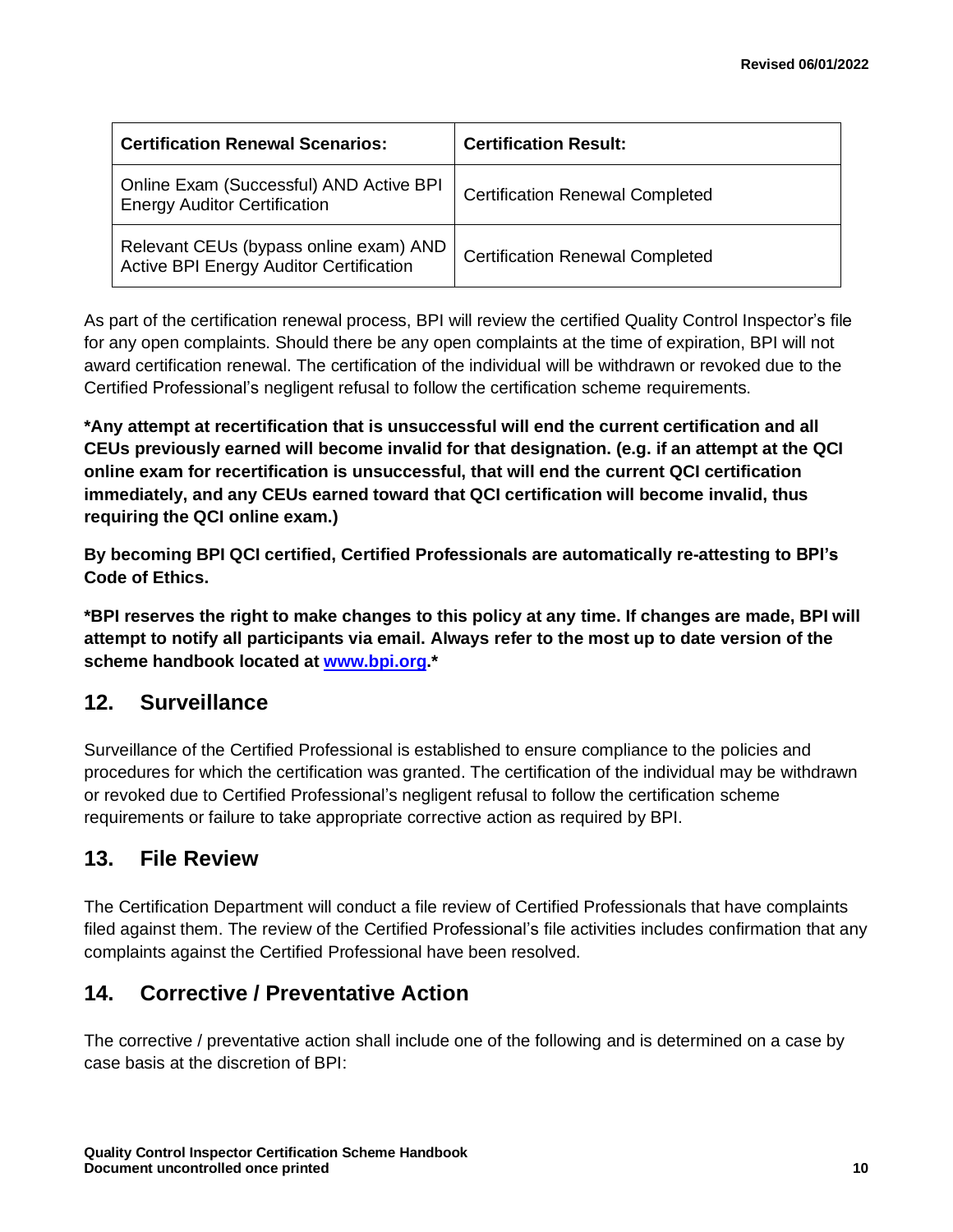| Certification Renewal Scenarios: | Certification Result: |
| --- | --- |
| Online Exam (Successful) AND Active BPI Energy Auditor Certification | Certification Renewal Completed |
| Relevant CEUs (bypass online exam) AND Active BPI Energy Auditor Certification | Certification Renewal Completed |

As part of the certification renewal process, BPI will review the certified Quality Control Inspector's file for any open complaints. Should there be any open complaints at the time of expiration, BPI will not award certification renewal. The certification of the individual will be withdrawn or revoked due to the Certified Professional's negligent refusal to follow the certification scheme requirements.

**\*Any attempt at recertification that is unsuccessful will end the current certification and all CEUs previously earned will become invalid for that designation. (e.g. if an attempt at the QCI online exam for recertification is unsuccessful, that will end the current QCI certification immediately, and any CEUs earned toward that QCI certification will become invalid, thus requiring the QCI online exam.)**

**By becoming BPI QCI certified, Certified Professionals are automatically re-attesting to BPI's Code of Ethics.**

**\*BPI reserves the right to make changes to this policy at any time. If changes are made, BPI will attempt to notify all participants via email. Always refer to the most up to date version of the scheme handbook located at [www.bpi.org](http://www.bpi.org).\***

## 12. Surveillance

Surveillance of the Certified Professional is established to ensure compliance to the policies and procedures for which the certification was granted. The certification of the individual may be withdrawn or revoked due to Certified Professional's negligent refusal to follow the certification scheme requirements or failure to take appropriate corrective action as required by BPI.

## 13. File Review

The Certification Department will conduct a file review of Certified Professionals that have complaints filed against them. The review of the Certified Professional's file activities includes confirmation that any complaints against the Certified Professional have been resolved.

## 14. Corrective / Preventative Action

The corrective / preventative action shall include one of the following and is determined on a case by case basis at the discretion of BPI: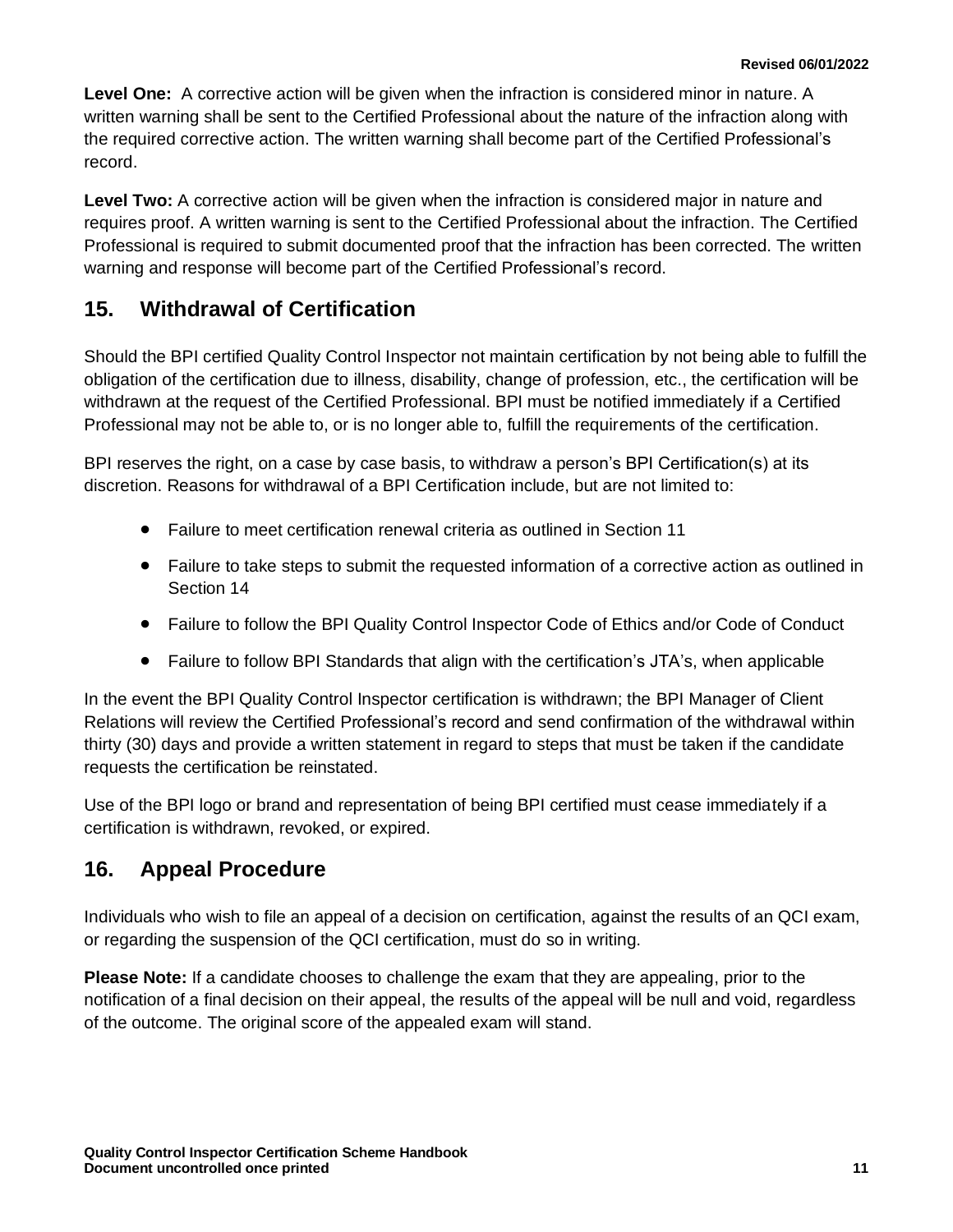**Level One:** A corrective action will be given when the infraction is considered minor in nature. A written warning shall be sent to the Certified Professional about the nature of the infraction along with the required corrective action. The written warning shall become part of the Certified Professional's record.

**Level Two:** A corrective action will be given when the infraction is considered major in nature and requires proof. A written warning is sent to the Certified Professional about the infraction. The Certified Professional is required to submit documented proof that the infraction has been corrected. The written warning and response will become part of the Certified Professional's record.

## 15. Withdrawal of Certification

Should the BPI certified Quality Control Inspector not maintain certification by not being able to fulfill the obligation of the certification due to illness, disability, change of profession, etc., the certification will be withdrawn at the request of the Certified Professional. BPI must be notified immediately if a Certified Professional may not be able to, or is no longer able to, fulfill the requirements of the certification.

BPI reserves the right, on a case by case basis, to withdraw a person's BPI Certification(s) at its discretion. Reasons for withdrawal of a BPI Certification include, but are not limited to:

- Failure to meet certification renewal criteria as outlined in Section 11
- Failure to take steps to submit the requested information of a corrective action as outlined in Section 14
- Failure to follow the BPI Quality Control Inspector Code of Ethics and/or Code of Conduct
- Failure to follow BPI Standards that align with the certification's JTA's, when applicable

In the event the BPI Quality Control Inspector certification is withdrawn; the BPI Manager of Client Relations will review the Certified Professional's record and send confirmation of the withdrawal within thirty (30) days and provide a written statement in regard to steps that must be taken if the candidate requests the certification be reinstated.

Use of the BPI logo or brand and representation of being BPI certified must cease immediately if a certification is withdrawn, revoked, or expired.

## 16. Appeal Procedure

Individuals who wish to file an appeal of a decision on certification, against the results of an QCI exam, or regarding the suspension of the QCI certification, must do so in writing.

**Please Note:** If a candidate chooses to challenge the exam that they are appealing, prior to the notification of a final decision on their appeal, the results of the appeal will be null and void, regardless of the outcome. The original score of the appealed exam will stand.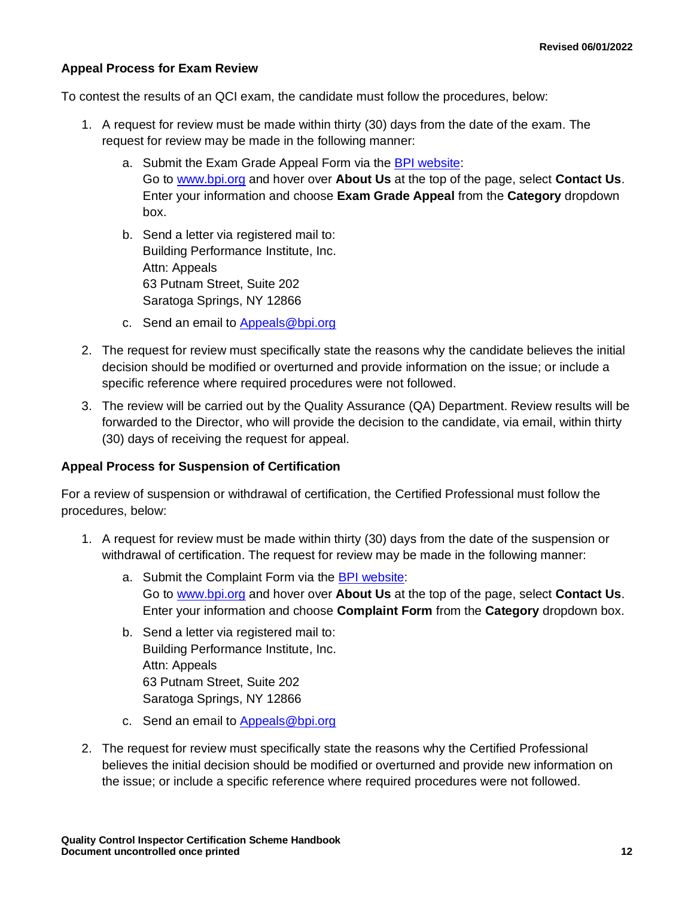### Appeal Process for Exam Review

To contest the results of an QCI exam, the candidate must follow the procedures, below:

1. A request for review must be made within thirty (30) days from the date of the exam. The request for review may be made in the following manner:
   a. Submit the Exam Grade Appeal Form via the BPI website:
      Go to www.bpi.org and hover over **About Us** at the top of the page, select **Contact Us**. Enter your information and choose **Exam Grade Appeal** from the **Category** dropdown box.
   b. Send a letter via registered mail to:
      Building Performance Institute, Inc.
      Attn: Appeals
      63 Putnam Street, Suite 202
      Saratoga Springs, NY 12866
   c. Send an email to Appeals@bpi.org
2. The request for review must specifically state the reasons why the candidate believes the initial decision should be modified or overturned and provide information on the issue; or include a specific reference where required procedures were not followed.
3. The review will be carried out by the Quality Assurance (QA) Department. Review results will be forwarded to the Director, who will provide the decision to the candidate, via email, within thirty (30) days of receiving the request for appeal.

### Appeal Process for Suspension of Certification

For a review of suspension or withdrawal of certification, the Certified Professional must follow the procedures, below:

1. A request for review must be made within thirty (30) days from the date of the suspension or withdrawal of certification. The request for review may be made in the following manner:
   a. Submit the Complaint Form via the BPI website:
      Go to www.bpi.org and hover over **About Us** at the top of the page, select **Contact Us**. Enter your information and choose **Complaint Form** from the **Category** dropdown box.
   b. Send a letter via registered mail to:
      Building Performance Institute, Inc.
      Attn: Appeals
      63 Putnam Street, Suite 202
      Saratoga Springs, NY 12866
   c. Send an email to Appeals@bpi.org
2. The request for review must specifically state the reasons why the Certified Professional believes the initial decision should be modified or overturned and provide new information on the issue; or include a specific reference where required procedures were not followed.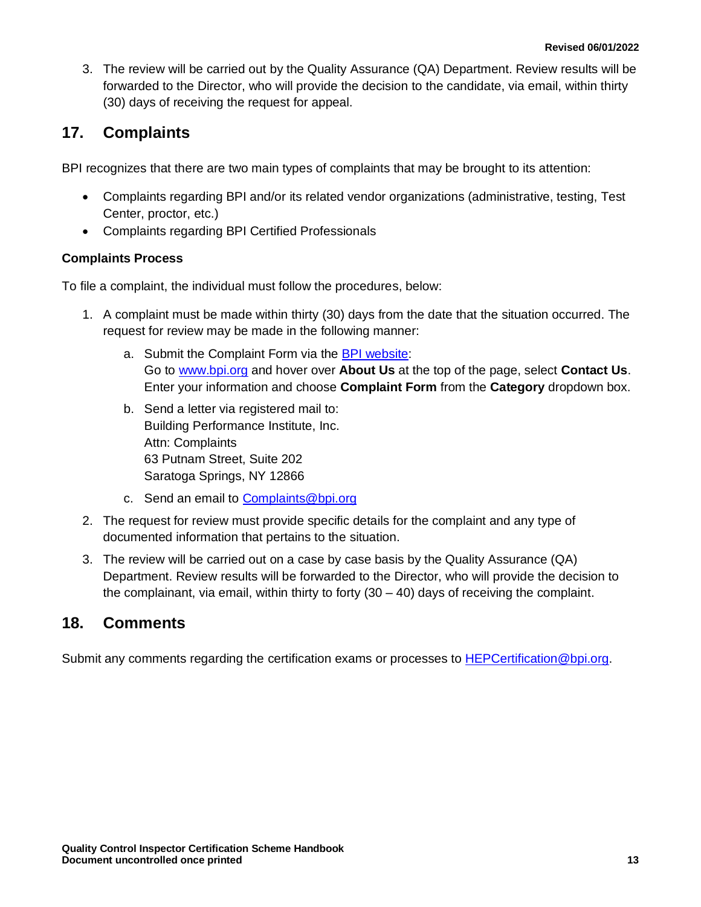3. The review will be carried out by the Quality Assurance (QA) Department. Review results will be forwarded to the Director, who will provide the decision to the candidate, via email, within thirty (30) days of receiving the request for appeal.

## 17. Complaints

BPI recognizes that there are two main types of complaints that may be brought to its attention:

- Complaints regarding BPI and/or its related vendor organizations (administrative, testing, Test Center, proctor, etc.)
- Complaints regarding BPI Certified Professionals

**Complaints Process**

To file a complaint, the individual must follow the procedures, below:

1. A complaint must be made within thirty (30) days from the date that the situation occurred. The request for review may be made in the following manner:
   a. Submit the Complaint Form via the BPI website:
      Go to www.bpi.org and hover over **About Us** at the top of the page, select **Contact Us**. Enter your information and choose **Complaint Form** from the **Category** dropdown box.
   b. Send a letter via registered mail to:
      Building Performance Institute, Inc.
      Attn: Complaints
      63 Putnam Street, Suite 202
      Saratoga Springs, NY 12866
   c. Send an email to Complaints@bpi.org
2. The request for review must provide specific details for the complaint and any type of documented information that pertains to the situation.
3. The review will be carried out on a case by case basis by the Quality Assurance (QA) Department. Review results will be forwarded to the Director, who will provide the decision to the complainant, via email, within thirty to forty (30 – 40) days of receiving the complaint.

## 18. Comments

Submit any comments regarding the certification exams or processes to HEPCertification@bpi.org.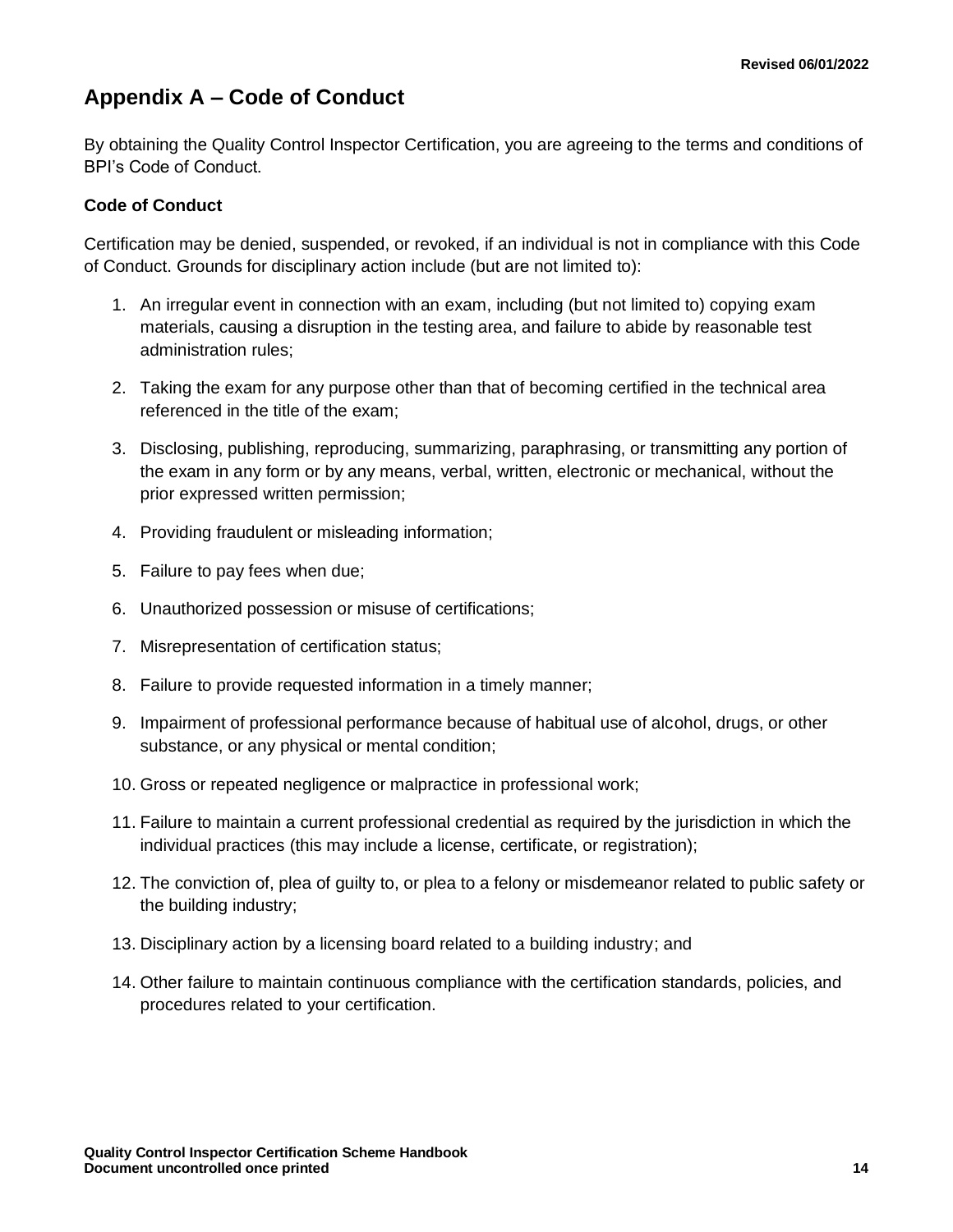## Appendix A – Code of Conduct

By obtaining the Quality Control Inspector Certification, you are agreeing to the terms and conditions of BPI's Code of Conduct.

### Code of Conduct

Certification may be denied, suspended, or revoked, if an individual is not in compliance with this Code of Conduct. Grounds for disciplinary action include (but are not limited to):

1. An irregular event in connection with an exam, including (but not limited to) copying exam materials, causing a disruption in the testing area, and failure to abide by reasonable test administration rules;
2. Taking the exam for any purpose other than that of becoming certified in the technical area referenced in the title of the exam;
3. Disclosing, publishing, reproducing, summarizing, paraphrasing, or transmitting any portion of the exam in any form or by any means, verbal, written, electronic or mechanical, without the prior expressed written permission;
4. Providing fraudulent or misleading information;
5. Failure to pay fees when due;
6. Unauthorized possession or misuse of certifications;
7. Misrepresentation of certification status;
8. Failure to provide requested information in a timely manner;
9. Impairment of professional performance because of habitual use of alcohol, drugs, or other substance, or any physical or mental condition;
10. Gross or repeated negligence or malpractice in professional work;
11. Failure to maintain a current professional credential as required by the jurisdiction in which the individual practices (this may include a license, certificate, or registration);
12. The conviction of, plea of guilty to, or plea to a felony or misdemeanor related to public safety or the building industry;
13. Disciplinary action by a licensing board related to a building industry; and
14. Other failure to maintain continuous compliance with the certification standards, policies, and procedures related to your certification.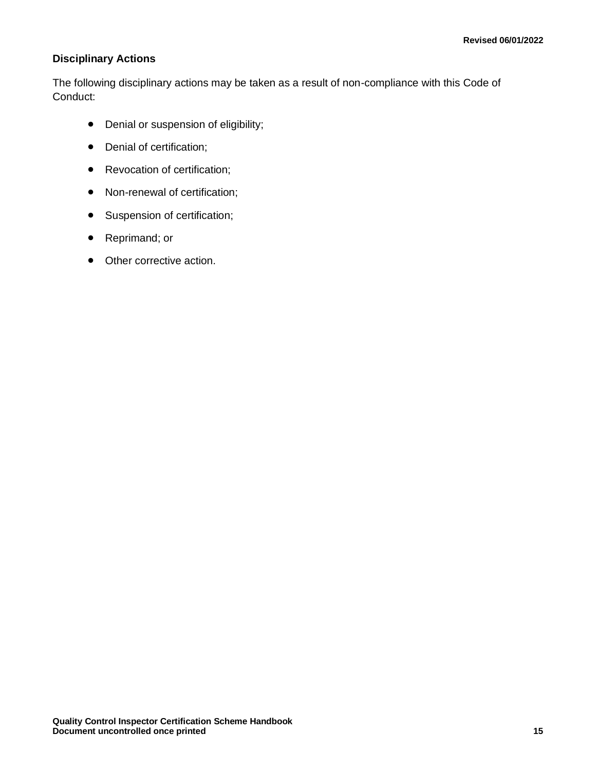### Disciplinary Actions

The following disciplinary actions may be taken as a result of non-compliance with this Code of Conduct:

- Denial or suspension of eligibility;
- Denial of certification;
- Revocation of certification;
- Non-renewal of certification;
- Suspension of certification;
- Reprimand; or
- Other corrective action.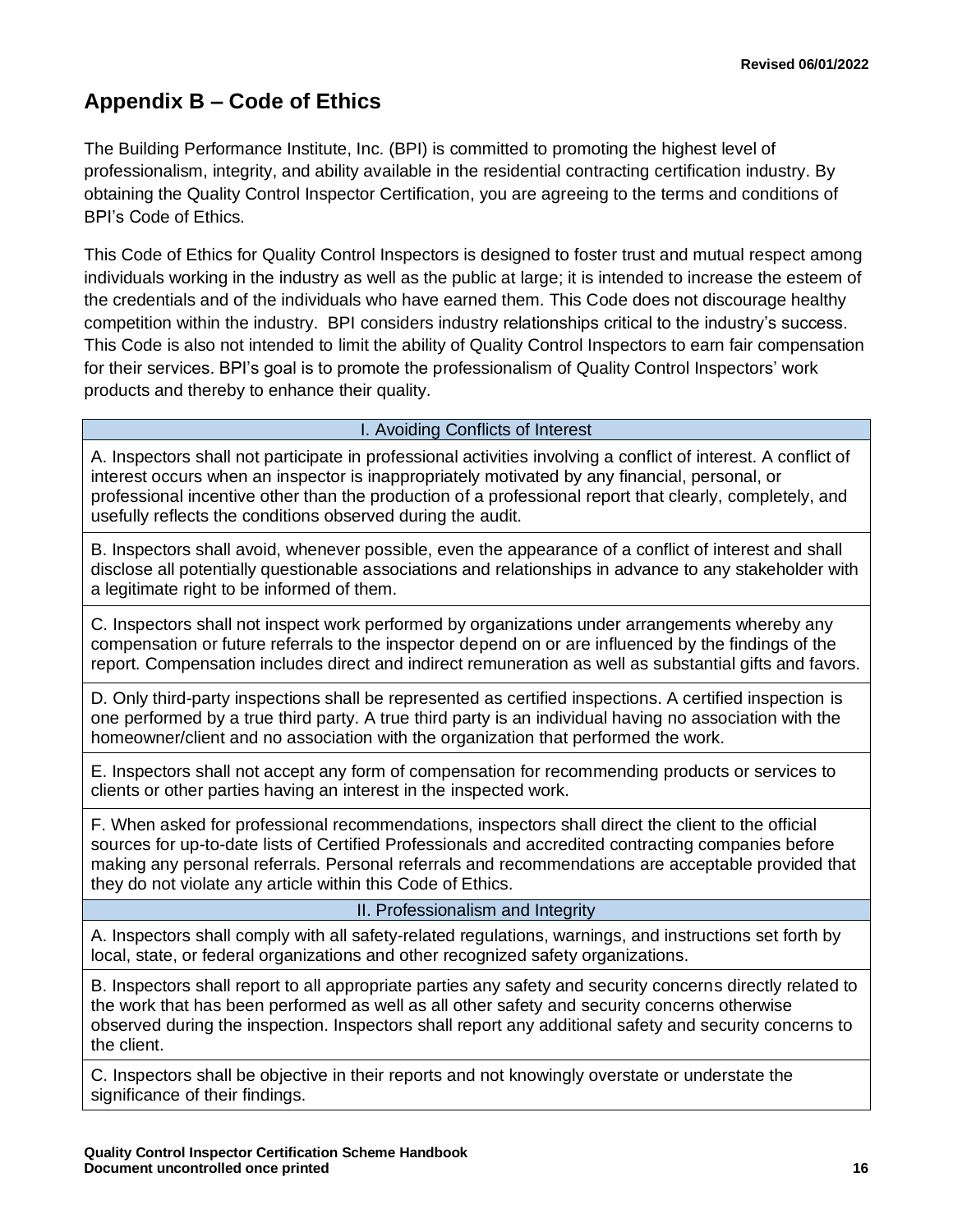## Appendix B – Code of Ethics

The Building Performance Institute, Inc. (BPI) is committed to promoting the highest level of professionalism, integrity, and ability available in the residential contracting certification industry. By obtaining the Quality Control Inspector Certification, you are agreeing to the terms and conditions of BPI's Code of Ethics.

This Code of Ethics for Quality Control Inspectors is designed to foster trust and mutual respect among individuals working in the industry as well as the public at large; it is intended to increase the esteem of the credentials and of the individuals who have earned them. This Code does not discourage healthy competition within the industry. BPI considers industry relationships critical to the industry's success. This Code is also not intended to limit the ability of Quality Control Inspectors to earn fair compensation for their services. BPI's goal is to promote the professionalism of Quality Control Inspectors' work products and thereby to enhance their quality.

| I. Avoiding Conflicts of Interest |
|---|
| A. Inspectors shall not participate in professional activities involving a conflict of interest. A conflict of interest occurs when an inspector is inappropriately motivated by any financial, personal, or professional incentive other than the production of a professional report that clearly, completely, and usefully reflects the conditions observed during the audit. |
| B. Inspectors shall avoid, whenever possible, even the appearance of a conflict of interest and shall disclose all potentially questionable associations and relationships in advance to any stakeholder with a legitimate right to be informed of them. |
| C. Inspectors shall not inspect work performed by organizations under arrangements whereby any compensation or future referrals to the inspector depend on or are influenced by the findings of the report. Compensation includes direct and indirect remuneration as well as substantial gifts and favors. |
| D. Only third-party inspections shall be represented as certified inspections. A certified inspection is one performed by a true third party. A true third party is an individual having no association with the homeowner/client and no association with the organization that performed the work. |
| E. Inspectors shall not accept any form of compensation for recommending products or services to clients or other parties having an interest in the inspected work. |
| F. When asked for professional recommendations, inspectors shall direct the client to the official sources for up-to-date lists of Certified Professionals and accredited contracting companies before making any personal referrals. Personal referrals and recommendations are acceptable provided that they do not violate any article within this Code of Ethics. |
| **II. Professionalism and Integrity** |
| A. Inspectors shall comply with all safety-related regulations, warnings, and instructions set forth by local, state, or federal organizations and other recognized safety organizations. |
| B. Inspectors shall report to all appropriate parties any safety and security concerns directly related to the work that has been performed as well as all other safety and security concerns otherwise observed during the inspection. Inspectors shall report any additional safety and security concerns to the client. |
| C. Inspectors shall be objective in their reports and not knowingly overstate or understate the significance of their findings. |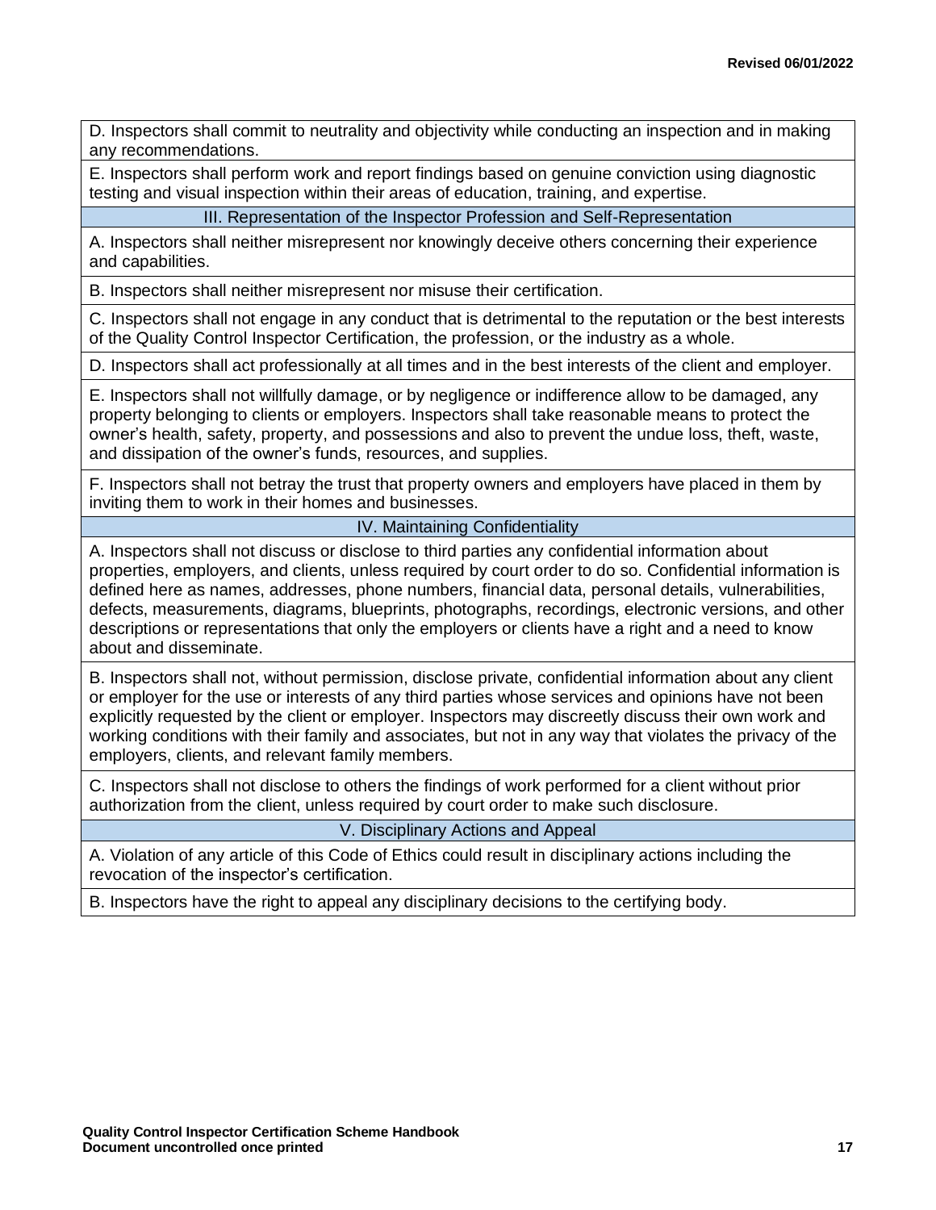D. Inspectors shall commit to neutrality and objectivity while conducting an inspection and in making any recommendations.

E. Inspectors shall perform work and report findings based on genuine conviction using diagnostic testing and visual inspection within their areas of education, training, and expertise.

### III. Representation of the Inspector Profession and Self-Representation

A. Inspectors shall neither misrepresent nor knowingly deceive others concerning their experience and capabilities.

B. Inspectors shall neither misrepresent nor misuse their certification.

C. Inspectors shall not engage in any conduct that is detrimental to the reputation or the best interests of the Quality Control Inspector Certification, the profession, or the industry as a whole.

D. Inspectors shall act professionally at all times and in the best interests of the client and employer.

E. Inspectors shall not willfully damage, or by negligence or indifference allow to be damaged, any property belonging to clients or employers. Inspectors shall take reasonable means to protect the owner's health, safety, property, and possessions and also to prevent the undue loss, theft, waste, and dissipation of the owner's funds, resources, and supplies.

F. Inspectors shall not betray the trust that property owners and employers have placed in them by inviting them to work in their homes and businesses.

### IV. Maintaining Confidentiality

A. Inspectors shall not discuss or disclose to third parties any confidential information about properties, employers, and clients, unless required by court order to do so. Confidential information is defined here as names, addresses, phone numbers, financial data, personal details, vulnerabilities, defects, measurements, diagrams, blueprints, photographs, recordings, electronic versions, and other descriptions or representations that only the employers or clients have a right and a need to know about and disseminate.

B. Inspectors shall not, without permission, disclose private, confidential information about any client or employer for the use or interests of any third parties whose services and opinions have not been explicitly requested by the client or employer. Inspectors may discreetly discuss their own work and working conditions with their family and associates, but not in any way that violates the privacy of the employers, clients, and relevant family members.

C. Inspectors shall not disclose to others the findings of work performed for a client without prior authorization from the client, unless required by court order to make such disclosure.

### V. Disciplinary Actions and Appeal

A. Violation of any article of this Code of Ethics could result in disciplinary actions including the revocation of the inspector's certification.

B. Inspectors have the right to appeal any disciplinary decisions to the certifying body.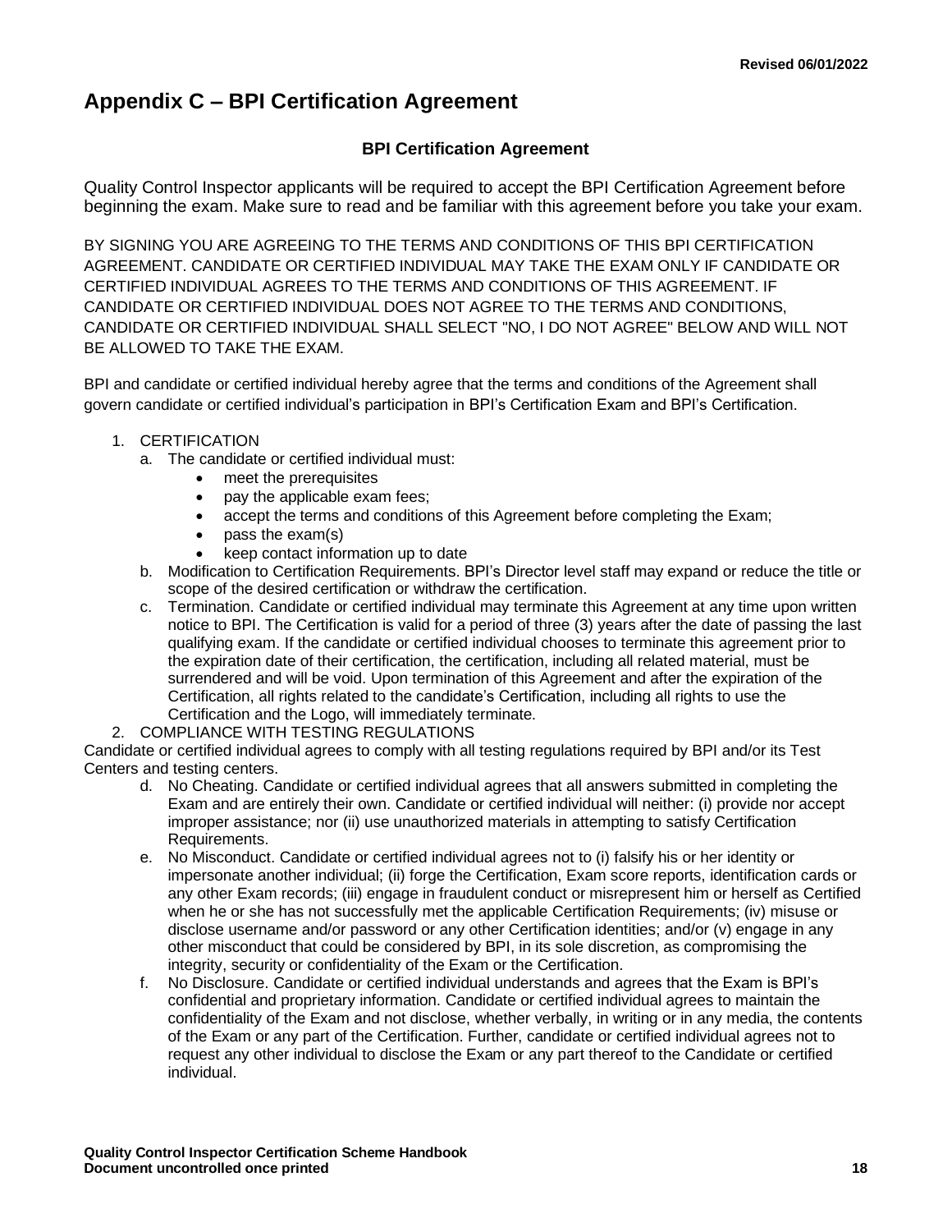# Appendix C – BPI Certification Agreement

### BPI Certification Agreement

Quality Control Inspector applicants will be required to accept the BPI Certification Agreement before beginning the exam. Make sure to read and be familiar with this agreement before you take your exam.

BY SIGNING YOU ARE AGREEING TO THE TERMS AND CONDITIONS OF THIS BPI CERTIFICATION AGREEMENT. CANDIDATE OR CERTIFIED INDIVIDUAL MAY TAKE THE EXAM ONLY IF CANDIDATE OR CERTIFIED INDIVIDUAL AGREES TO THE TERMS AND CONDITIONS OF THIS AGREEMENT. IF CANDIDATE OR CERTIFIED INDIVIDUAL DOES NOT AGREE TO THE TERMS AND CONDITIONS, CANDIDATE OR CERTIFIED INDIVIDUAL SHALL SELECT "NO, I DO NOT AGREE" BELOW AND WILL NOT BE ALLOWED TO TAKE THE EXAM.

BPI and candidate or certified individual hereby agree that the terms and conditions of the Agreement shall govern candidate or certified individual's participation in BPI's Certification Exam and BPI's Certification.

1. CERTIFICATION
   a. The candidate or certified individual must:
      - meet the prerequisites
      - pay the applicable exam fees;
      - accept the terms and conditions of this Agreement before completing the Exam;
      - pass the exam(s)
      - keep contact information up to date
   b. Modification to Certification Requirements. BPI's Director level staff may expand or reduce the title or scope of the desired certification or withdraw the certification.
   c. Termination. Candidate or certified individual may terminate this Agreement at any time upon written notice to BPI. The Certification is valid for a period of three (3) years after the date of passing the last qualifying exam. If the candidate or certified individual chooses to terminate this agreement prior to the expiration date of their certification, the certification, including all related material, must be surrendered and will be void. Upon termination of this Agreement and after the expiration of the Certification, all rights related to the candidate's Certification, including all rights to use the Certification and the Logo, will immediately terminate.
2. COMPLIANCE WITH TESTING REGULATIONS

Candidate or certified individual agrees to comply with all testing regulations required by BPI and/or its Test Centers and testing centers.

   d. No Cheating. Candidate or certified individual agrees that all answers submitted in completing the Exam and are entirely their own. Candidate or certified individual will neither: (i) provide nor accept improper assistance; nor (ii) use unauthorized materials in attempting to satisfy Certification Requirements.
   e. No Misconduct. Candidate or certified individual agrees not to (i) falsify his or her identity or impersonate another individual; (ii) forge the Certification, Exam score reports, identification cards or any other Exam records; (iii) engage in fraudulent conduct or misrepresent him or herself as Certified when he or she has not successfully met the applicable Certification Requirements; (iv) misuse or disclose username and/or password or any other Certification identities; and/or (v) engage in any other misconduct that could be considered by BPI, in its sole discretion, as compromising the integrity, security or confidentiality of the Exam or the Certification.
   f. No Disclosure. Candidate or certified individual understands and agrees that the Exam is BPI's confidential and proprietary information. Candidate or certified individual agrees to maintain the confidentiality of the Exam and not disclose, whether verbally, in writing or in any media, the contents of the Exam or any part of the Certification. Further, candidate or certified individual agrees not to request any other individual to disclose the Exam or any part thereof to the Candidate or certified individual.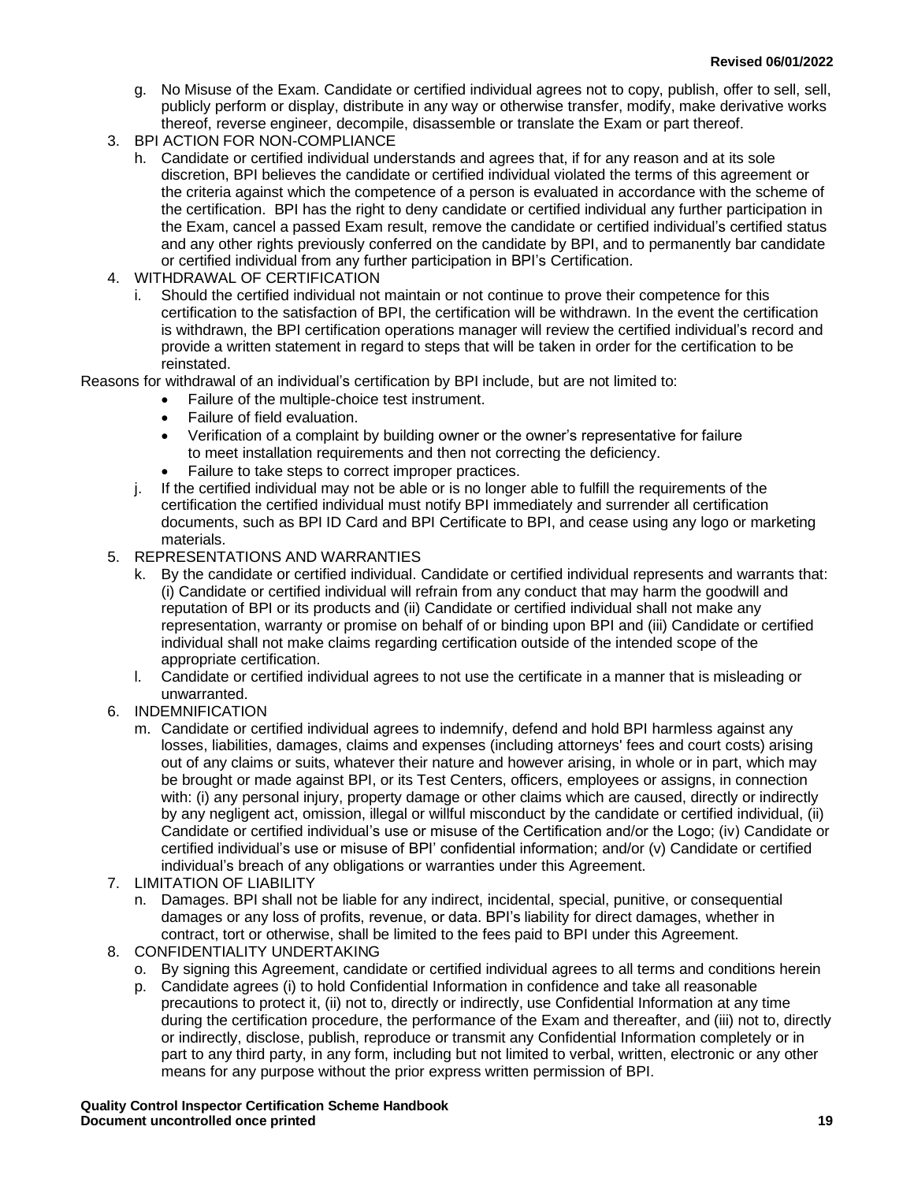g. No Misuse of the Exam. Candidate or certified individual agrees not to copy, publish, offer to sell, sell, publicly perform or display, distribute in any way or otherwise transfer, modify, make derivative works thereof, reverse engineer, decompile, disassemble or translate the Exam or part thereof.

3. BPI ACTION FOR NON-COMPLIANCE

h. Candidate or certified individual understands and agrees that, if for any reason and at its sole discretion, BPI believes the candidate or certified individual violated the terms of this agreement or the criteria against which the competence of a person is evaluated in accordance with the scheme of the certification. BPI has the right to deny candidate or certified individual any further participation in the Exam, cancel a passed Exam result, remove the candidate or certified individual's certified status and any other rights previously conferred on the candidate by BPI, and to permanently bar candidate or certified individual from any further participation in BPI's Certification.

4. WITHDRAWAL OF CERTIFICATION

i. Should the certified individual not maintain or not continue to prove their competence for this certification to the satisfaction of BPI, the certification will be withdrawn. In the event the certification is withdrawn, the BPI certification operations manager will review the certified individual's record and provide a written statement in regard to steps that will be taken in order for the certification to be reinstated.

Reasons for withdrawal of an individual's certification by BPI include, but are not limited to:

- Failure of the multiple-choice test instrument.
- Failure of field evaluation.
- Verification of a complaint by building owner or the owner's representative for failure to meet installation requirements and then not correcting the deficiency.
- Failure to take steps to correct improper practices.

j. If the certified individual may not be able or is no longer able to fulfill the requirements of the certification the certified individual must notify BPI immediately and surrender all certification documents, such as BPI ID Card and BPI Certificate to BPI, and cease using any logo or marketing materials.

5. REPRESENTATIONS AND WARRANTIES

k. By the candidate or certified individual. Candidate or certified individual represents and warrants that: (i) Candidate or certified individual will refrain from any conduct that may harm the goodwill and reputation of BPI or its products and (ii) Candidate or certified individual shall not make any representation, warranty or promise on behalf of or binding upon BPI and (iii) Candidate or certified individual shall not make claims regarding certification outside of the intended scope of the appropriate certification.

l. Candidate or certified individual agrees to not use the certificate in a manner that is misleading or unwarranted.

6. INDEMNIFICATION

m. Candidate or certified individual agrees to indemnify, defend and hold BPI harmless against any losses, liabilities, damages, claims and expenses (including attorneys' fees and court costs) arising out of any claims or suits, whatever their nature and however arising, in whole or in part, which may be brought or made against BPI, or its Test Centers, officers, employees or assigns, in connection with: (i) any personal injury, property damage or other claims which are caused, directly or indirectly by any negligent act, omission, illegal or willful misconduct by the candidate or certified individual, (ii) Candidate or certified individual's use or misuse of the Certification and/or the Logo; (iv) Candidate or certified individual's use or misuse of BPI' confidential information; and/or (v) Candidate or certified individual's breach of any obligations or warranties under this Agreement.

7. LIMITATION OF LIABILITY

n. Damages. BPI shall not be liable for any indirect, incidental, special, punitive, or consequential damages or any loss of profits, revenue, or data. BPI's liability for direct damages, whether in contract, tort or otherwise, shall be limited to the fees paid to BPI under this Agreement.

8. CONFIDENTIALITY UNDERTAKING

o. By signing this Agreement, candidate or certified individual agrees to all terms and conditions herein

p. Candidate agrees (i) to hold Confidential Information in confidence and take all reasonable precautions to protect it, (ii) not to, directly or indirectly, use Confidential Information at any time during the certification procedure, the performance of the Exam and thereafter, and (iii) not to, directly or indirectly, disclose, publish, reproduce or transmit any Confidential Information completely or in part to any third party, in any form, including but not limited to verbal, written, electronic or any other means for any purpose without the prior express written permission of BPI.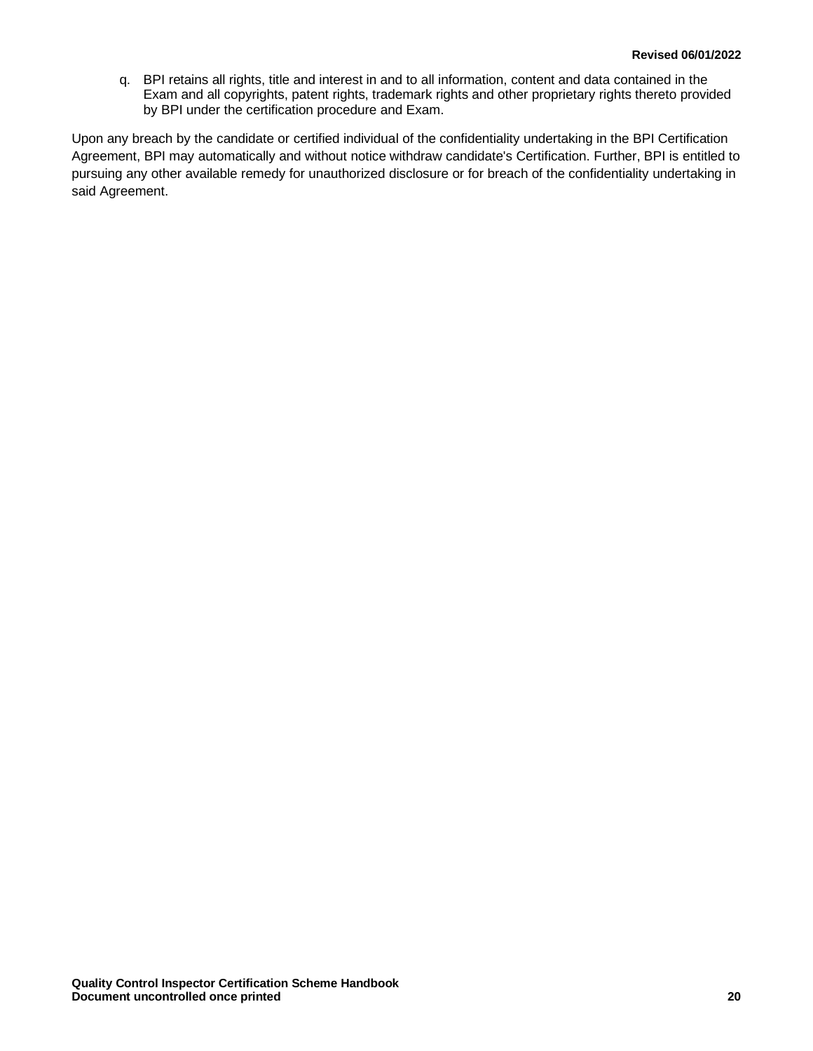q. BPI retains all rights, title and interest in and to all information, content and data contained in the Exam and all copyrights, patent rights, trademark rights and other proprietary rights thereto provided by BPI under the certification procedure and Exam.

Upon any breach by the candidate or certified individual of the confidentiality undertaking in the BPI Certification Agreement, BPI may automatically and without notice withdraw candidate's Certification. Further, BPI is entitled to pursuing any other available remedy for unauthorized disclosure or for breach of the confidentiality undertaking in said Agreement.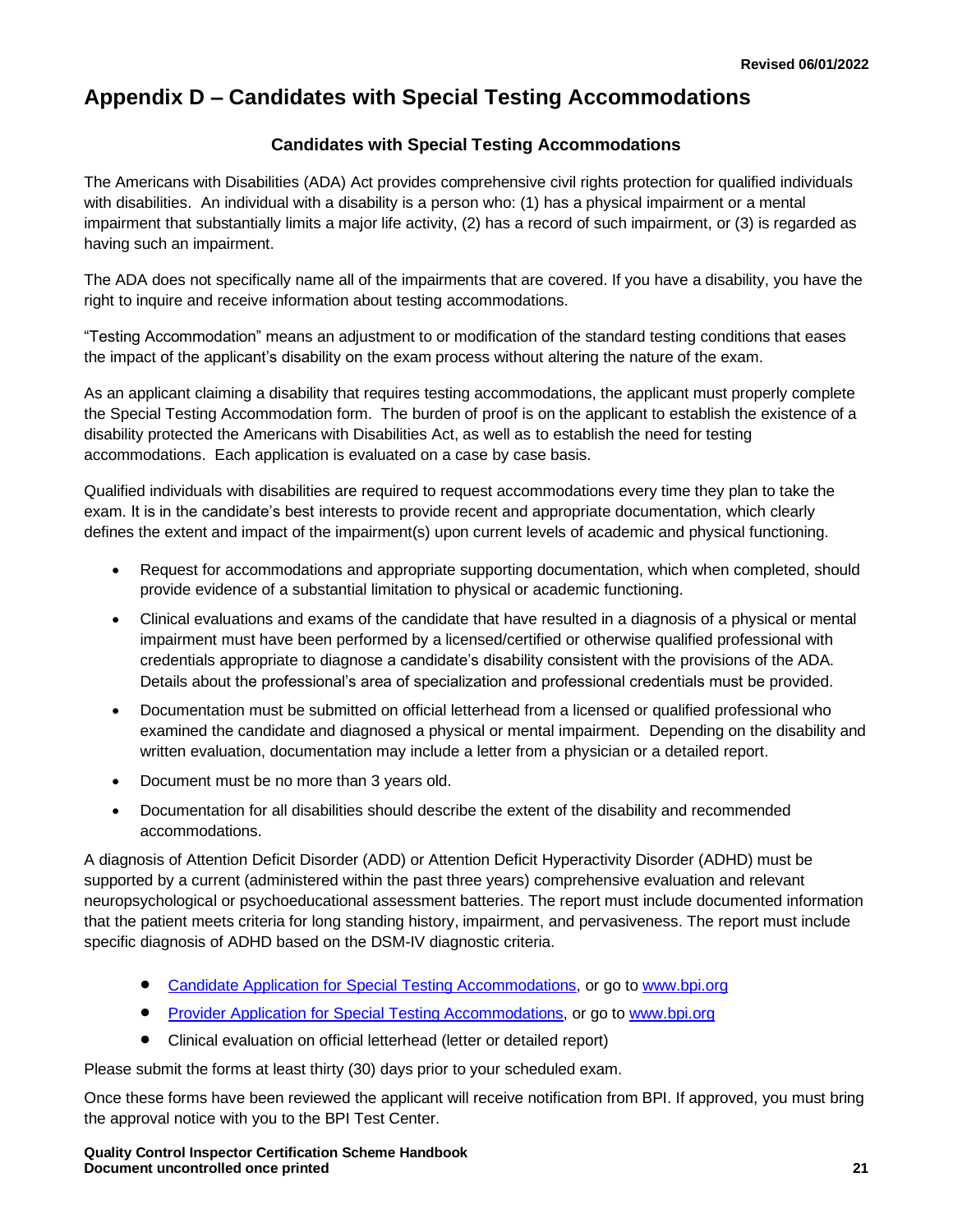# Appendix D – Candidates with Special Testing Accommodations

### Candidates with Special Testing Accommodations

The Americans with Disabilities (ADA) Act provides comprehensive civil rights protection for qualified individuals with disabilities. An individual with a disability is a person who: (1) has a physical impairment or a mental impairment that substantially limits a major life activity, (2) has a record of such impairment, or (3) is regarded as having such an impairment.

The ADA does not specifically name all of the impairments that are covered. If you have a disability, you have the right to inquire and receive information about testing accommodations.

"Testing Accommodation" means an adjustment to or modification of the standard testing conditions that eases the impact of the applicant's disability on the exam process without altering the nature of the exam.

As an applicant claiming a disability that requires testing accommodations, the applicant must properly complete the Special Testing Accommodation form. The burden of proof is on the applicant to establish the existence of a disability protected the Americans with Disabilities Act, as well as to establish the need for testing accommodations. Each application is evaluated on a case by case basis.

Qualified individuals with disabilities are required to request accommodations every time they plan to take the exam. It is in the candidate's best interests to provide recent and appropriate documentation, which clearly defines the extent and impact of the impairment(s) upon current levels of academic and physical functioning.

- Request for accommodations and appropriate supporting documentation, which when completed, should provide evidence of a substantial limitation to physical or academic functioning.
- Clinical evaluations and exams of the candidate that have resulted in a diagnosis of a physical or mental impairment must have been performed by a licensed/certified or otherwise qualified professional with credentials appropriate to diagnose a candidate's disability consistent with the provisions of the ADA. Details about the professional's area of specialization and professional credentials must be provided.
- Documentation must be submitted on official letterhead from a licensed or qualified professional who examined the candidate and diagnosed a physical or mental impairment. Depending on the disability and written evaluation, documentation may include a letter from a physician or a detailed report.
- Document must be no more than 3 years old.
- Documentation for all disabilities should describe the extent of the disability and recommended accommodations.

A diagnosis of Attention Deficit Disorder (ADD) or Attention Deficit Hyperactivity Disorder (ADHD) must be supported by a current (administered within the past three years) comprehensive evaluation and relevant neuropsychological or psychoeducational assessment batteries. The report must include documented information that the patient meets criteria for long standing history, impairment, and pervasiveness. The report must include specific diagnosis of ADHD based on the DSM-IV diagnostic criteria.

- Candidate Application for Special Testing Accommodations, or go to www.bpi.org
- Provider Application for Special Testing Accommodations, or go to www.bpi.org
- Clinical evaluation on official letterhead (letter or detailed report)

Please submit the forms at least thirty (30) days prior to your scheduled exam.

Once these forms have been reviewed the applicant will receive notification from BPI. If approved, you must bring the approval notice with you to the BPI Test Center.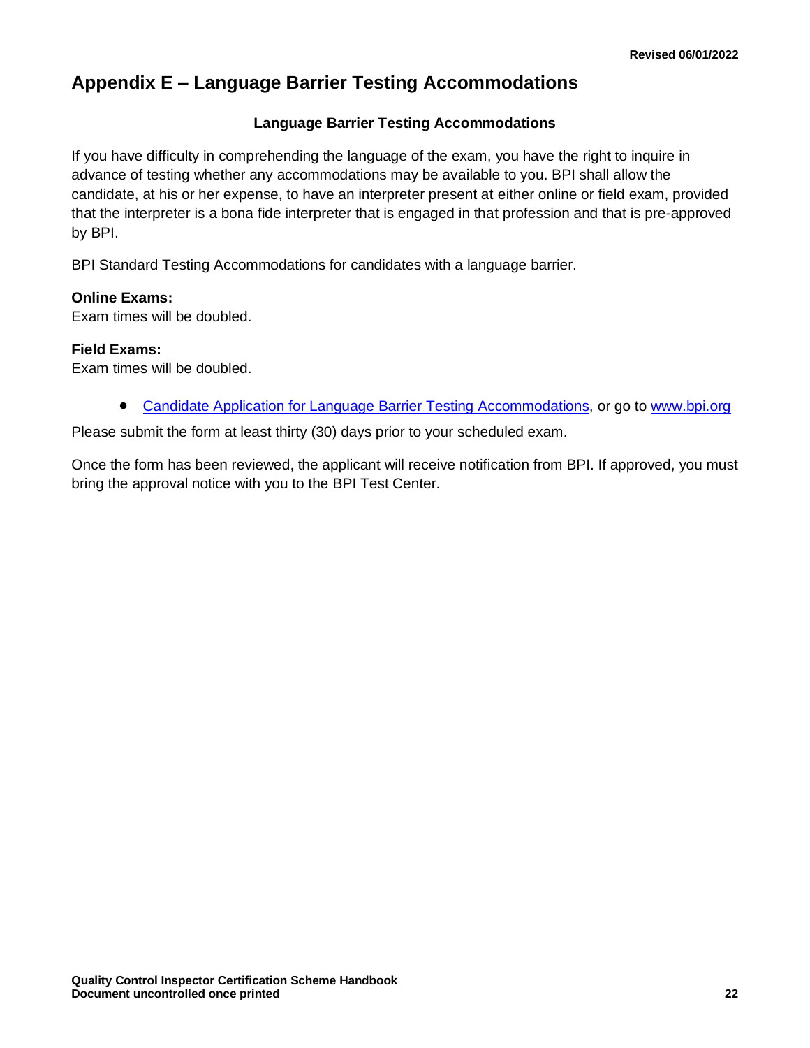# Appendix E – Language Barrier Testing Accommodations

### Language Barrier Testing Accommodations

If you have difficulty in comprehending the language of the exam, you have the right to inquire in advance of testing whether any accommodations may be available to you. BPI shall allow the candidate, at his or her expense, to have an interpreter present at either online or field exam, provided that the interpreter is a bona fide interpreter that is engaged in that profession and that is pre-approved by BPI.

BPI Standard Testing Accommodations for candidates with a language barrier.

**Online Exams:**
Exam times will be doubled.

**Field Exams:**
Exam times will be doubled.

- Candidate Application for Language Barrier Testing Accommodations, or go to www.bpi.org

Please submit the form at least thirty (30) days prior to your scheduled exam.

Once the form has been reviewed, the applicant will receive notification from BPI. If approved, you must bring the approval notice with you to the BPI Test Center.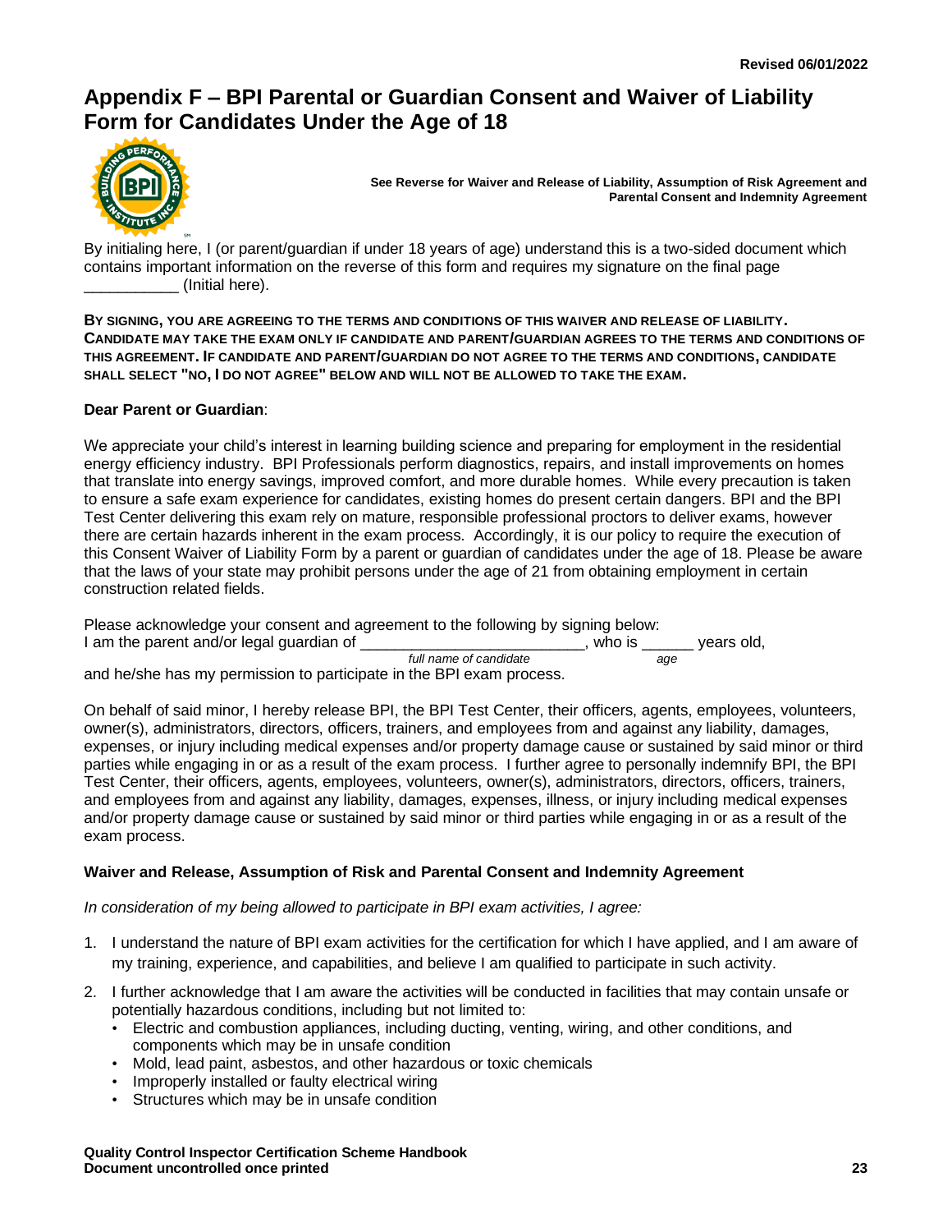# Appendix F – BPI Parental or Guardian Consent and Waiver of Liability Form for Candidates Under the Age of 18

**See Reverse for Waiver and Release of Liability, Assumption of Risk Agreement and Parental Consent and Indemnity Agreement**

By initialing here, I (or parent/guardian if under 18 years of age) understand this is a two-sided document which contains important information on the reverse of this form and requires my signature on the final page ___________ (Initial here).

**BY SIGNING, YOU ARE AGREEING TO THE TERMS AND CONDITIONS OF THIS WAIVER AND RELEASE OF LIABILITY. CANDIDATE MAY TAKE THE EXAM ONLY IF CANDIDATE AND PARENT/GUARDIAN AGREES TO THE TERMS AND CONDITIONS OF THIS AGREEMENT. IF CANDIDATE AND PARENT/GUARDIAN DO NOT AGREE TO THE TERMS AND CONDITIONS, CANDIDATE SHALL SELECT "NO, I DO NOT AGREE" BELOW AND WILL NOT BE ALLOWED TO TAKE THE EXAM.**

**Dear Parent or Guardian**:

We appreciate your child's interest in learning building science and preparing for employment in the residential energy efficiency industry. BPI Professionals perform diagnostics, repairs, and install improvements on homes that translate into energy savings, improved comfort, and more durable homes. While every precaution is taken to ensure a safe exam experience for candidates, existing homes do present certain dangers. BPI and the BPI Test Center delivering this exam rely on mature, responsible professional proctors to deliver exams, however there are certain hazards inherent in the exam process. Accordingly, it is our policy to require the execution of this Consent Waiver of Liability Form by a parent or guardian of candidates under the age of 18. Please be aware that the laws of your state may prohibit persons under the age of 21 from obtaining employment in certain construction related fields.

Please acknowledge your consent and agreement to the following by signing below:
I am the parent and/or legal guardian of __________________________, who is ______ years old,
*full name of candidate* *age*
and he/she has my permission to participate in the BPI exam process.

On behalf of said minor, I hereby release BPI, the BPI Test Center, their officers, agents, employees, volunteers, owner(s), administrators, directors, officers, trainers, and employees from and against any liability, damages, expenses, or injury including medical expenses and/or property damage cause or sustained by said minor or third parties while engaging in or as a result of the exam process. I further agree to personally indemnify BPI, the BPI Test Center, their officers, agents, employees, volunteers, owner(s), administrators, directors, officers, trainers, and employees from and against any liability, damages, expenses, illness, or injury including medical expenses and/or property damage cause or sustained by said minor or third parties while engaging in or as a result of the exam process.

**Waiver and Release, Assumption of Risk and Parental Consent and Indemnity Agreement**

*In consideration of my being allowed to participate in BPI exam activities, I agree:*

1. I understand the nature of BPI exam activities for the certification for which I have applied, and I am aware of my training, experience, and capabilities, and believe I am qualified to participate in such activity.
2. I further acknowledge that I am aware the activities will be conducted in facilities that may contain unsafe or potentially hazardous conditions, including but not limited to:
   - Electric and combustion appliances, including ducting, venting, wiring, and other conditions, and components which may be in unsafe condition
   - Mold, lead paint, asbestos, and other hazardous or toxic chemicals
   - Improperly installed or faulty electrical wiring
   - Structures which may be in unsafe condition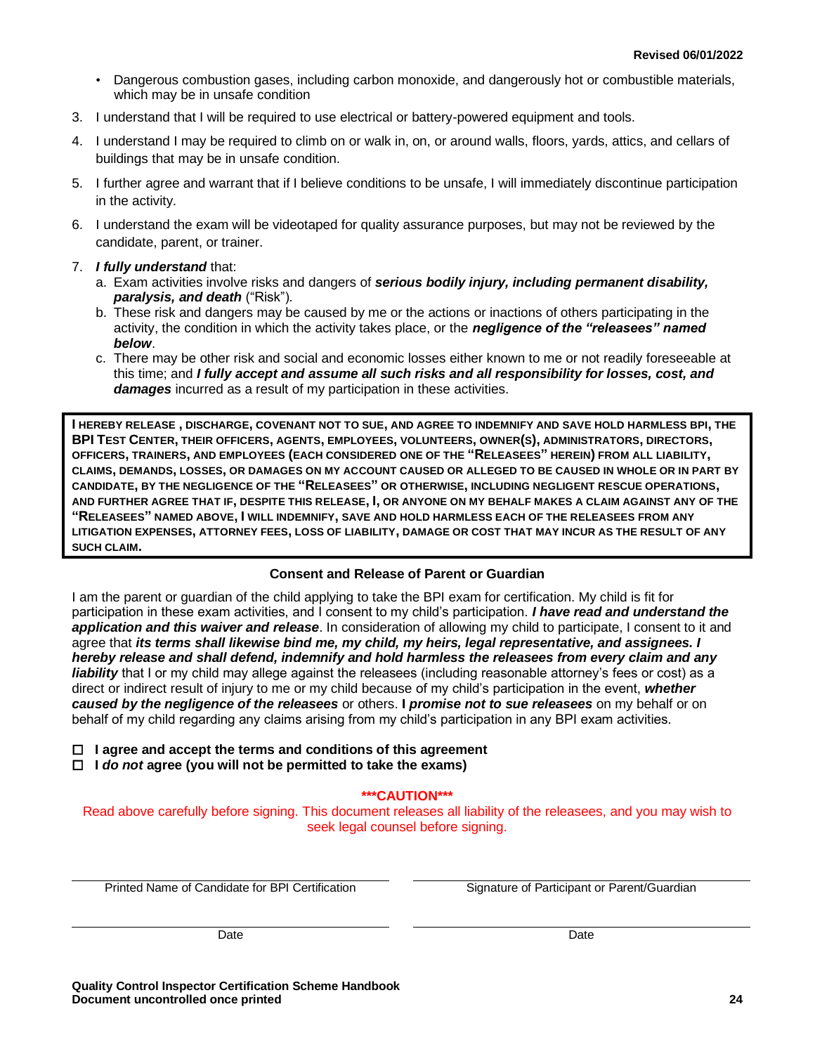- Dangerous combustion gases, including carbon monoxide, and dangerously hot or combustible materials, which may be in unsafe condition

3. I understand that I will be required to use electrical or battery-powered equipment and tools.
4. I understand I may be required to climb on or walk in, on, or around walls, floors, yards, attics, and cellars of buildings that may be in unsafe condition.
5. I further agree and warrant that if I believe conditions to be unsafe, I will immediately discontinue participation in the activity.
6. I understand the exam will be videotaped for quality assurance purposes, but may not be reviewed by the candidate, parent, or trainer.
7. ***I fully understand*** that:
   a. Exam activities involve risks and dangers of ***serious bodily injury, including permanent disability, paralysis, and death*** ("Risk").
   b. These risk and dangers may be caused by me or the actions or inactions of others participating in the activity, the condition in which the activity takes place, or the ***negligence of the "releasees" named below***.
   c. There may be other risk and social and economic losses either known to me or not readily foreseeable at this time; and ***I fully accept and assume all such risks and all responsibility for losses, cost, and damages*** incurred as a result of my participation in these activities.

**I HEREBY RELEASE , DISCHARGE, COVENANT NOT TO SUE, AND AGREE TO INDEMNIFY AND SAVE HOLD HARMLESS BPI, THE BPI TEST CENTER, THEIR OFFICERS, AGENTS, EMPLOYEES, VOLUNTEERS, OWNER(S), ADMINISTRATORS, DIRECTORS, OFFICERS, TRAINERS, AND EMPLOYEES (EACH CONSIDERED ONE OF THE "RELEASEES" HEREIN) FROM ALL LIABILITY, CLAIMS, DEMANDS, LOSSES, OR DAMAGES ON MY ACCOUNT CAUSED OR ALLEGED TO BE CAUSED IN WHOLE OR IN PART BY CANDIDATE, BY THE NEGLIGENCE OF THE "RELEASEES" OR OTHERWISE, INCLUDING NEGLIGENT RESCUE OPERATIONS, AND FURTHER AGREE THAT IF, DESPITE THIS RELEASE, I, OR ANYONE ON MY BEHALF MAKES A CLAIM AGAINST ANY OF THE "RELEASEES" NAMED ABOVE, I WILL INDEMNIFY, SAVE AND HOLD HARMLESS EACH OF THE RELEASEES FROM ANY LITIGATION EXPENSES, ATTORNEY FEES, LOSS OF LIABILITY, DAMAGE OR COST THAT MAY INCUR AS THE RESULT OF ANY SUCH CLAIM.**

### Consent and Release of Parent or Guardian

I am the parent or guardian of the child applying to take the BPI exam for certification. My child is fit for participation in these exam activities, and I consent to my child's participation. ***I have read and understand the application and this waiver and release***. In consideration of allowing my child to participate, I consent to it and agree that ***its terms shall likewise bind me, my child, my heirs, legal representative, and assignees. I hereby release and shall defend, indemnify and hold harmless the releasees from every claim and any liability*** that I or my child may allege against the releasees (including reasonable attorney's fees or cost) as a direct or indirect result of injury to me or my child because of my child's participation in the event, ***whether caused by the negligence of the releasees*** or others. **I *promise not to sue releasees*** on my behalf or on behalf of my child regarding any claims arising from my child's participation in any BPI exam activities.

☐ **I agree and accept the terms and conditions of this agreement**
☐ **I *do not* agree (you will not be permitted to take the exams)**

**\*\*\*CAUTION\*\*\***

Read above carefully before signing. This document releases all liability of the releasees, and you may wish to seek legal counsel before signing.

| Printed Name of Candidate for BPI Certification | Signature of Participant or Parent/Guardian |
|---|---|
| Date | Date |

**Quality Control Inspector Certification Scheme Handbook**
**Document uncontrolled once printed**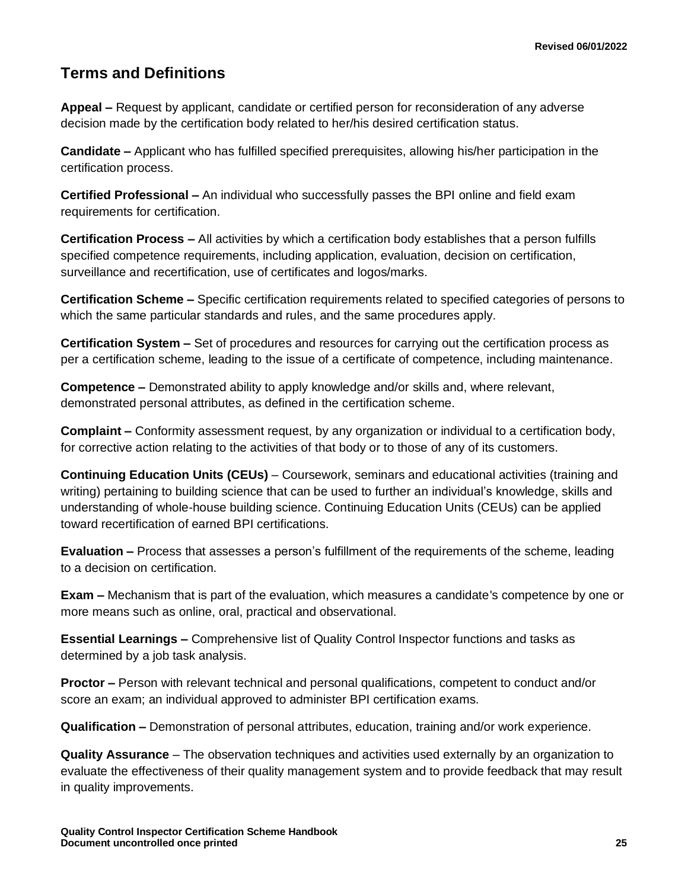## Terms and Definitions

**Appeal –** Request by applicant, candidate or certified person for reconsideration of any adverse decision made by the certification body related to her/his desired certification status.

**Candidate –** Applicant who has fulfilled specified prerequisites, allowing his/her participation in the certification process.

**Certified Professional –** An individual who successfully passes the BPI online and field exam requirements for certification.

**Certification Process –** All activities by which a certification body establishes that a person fulfills specified competence requirements, including application, evaluation, decision on certification, surveillance and recertification, use of certificates and logos/marks.

**Certification Scheme –** Specific certification requirements related to specified categories of persons to which the same particular standards and rules, and the same procedures apply.

**Certification System –** Set of procedures and resources for carrying out the certification process as per a certification scheme, leading to the issue of a certificate of competence, including maintenance.

**Competence –** Demonstrated ability to apply knowledge and/or skills and, where relevant, demonstrated personal attributes, as defined in the certification scheme.

**Complaint –** Conformity assessment request, by any organization or individual to a certification body, for corrective action relating to the activities of that body or to those of any of its customers.

**Continuing Education Units (CEUs)** – Coursework, seminars and educational activities (training and writing) pertaining to building science that can be used to further an individual's knowledge, skills and understanding of whole-house building science. Continuing Education Units (CEUs) can be applied toward recertification of earned BPI certifications.

**Evaluation –** Process that assesses a person's fulfillment of the requirements of the scheme, leading to a decision on certification.

**Exam –** Mechanism that is part of the evaluation, which measures a candidate's competence by one or more means such as online, oral, practical and observational.

**Essential Learnings –** Comprehensive list of Quality Control Inspector functions and tasks as determined by a job task analysis.

**Proctor –** Person with relevant technical and personal qualifications, competent to conduct and/or score an exam; an individual approved to administer BPI certification exams.

**Qualification –** Demonstration of personal attributes, education, training and/or work experience.

**Quality Assurance** – The observation techniques and activities used externally by an organization to evaluate the effectiveness of their quality management system and to provide feedback that may result in quality improvements.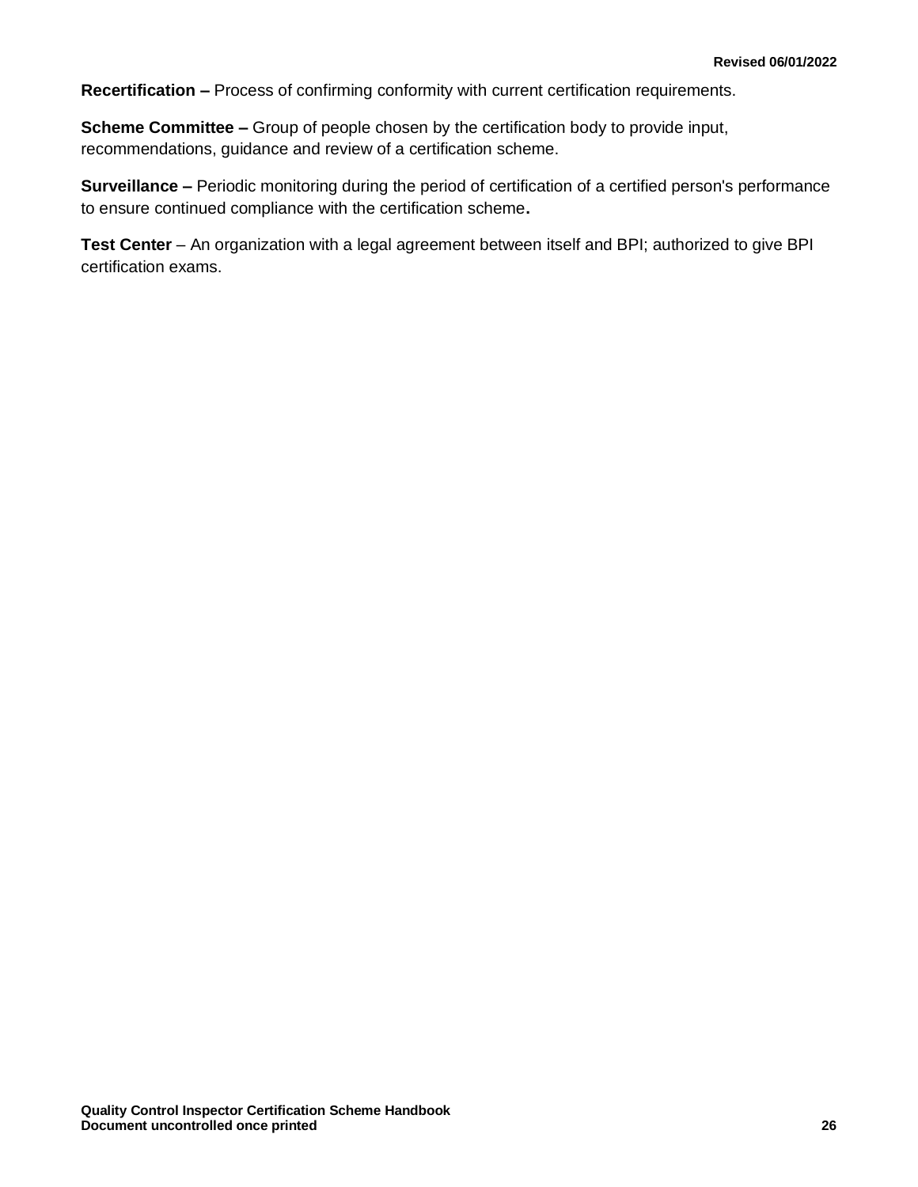**Recertification –** Process of confirming conformity with current certification requirements.

**Scheme Committee –** Group of people chosen by the certification body to provide input, recommendations, guidance and review of a certification scheme.

**Surveillance –** Periodic monitoring during the period of certification of a certified person's performance to ensure continued compliance with the certification scheme**.**

**Test Center** – An organization with a legal agreement between itself and BPI; authorized to give BPI certification exams.